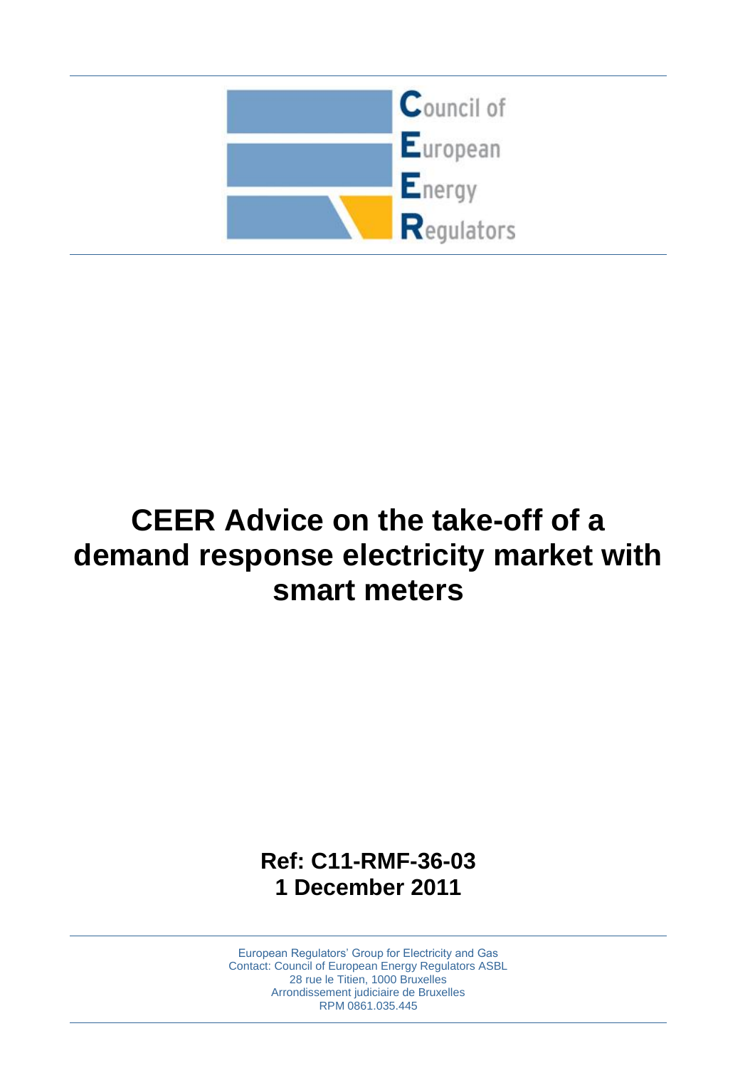Council of
European
Energy
Regulators

# CEER Advice on the take-off of a demand response electricity market with smart meters

**Ref: C11-RMF-36-03**
**1 December 2011**

European Regulators' Group for Electricity and Gas
Contact: Council of European Energy Regulators ASBL
28 rue le Titien, 1000 Bruxelles
Arrondissement judiciaire de Bruxelles
RPM 0861.035.445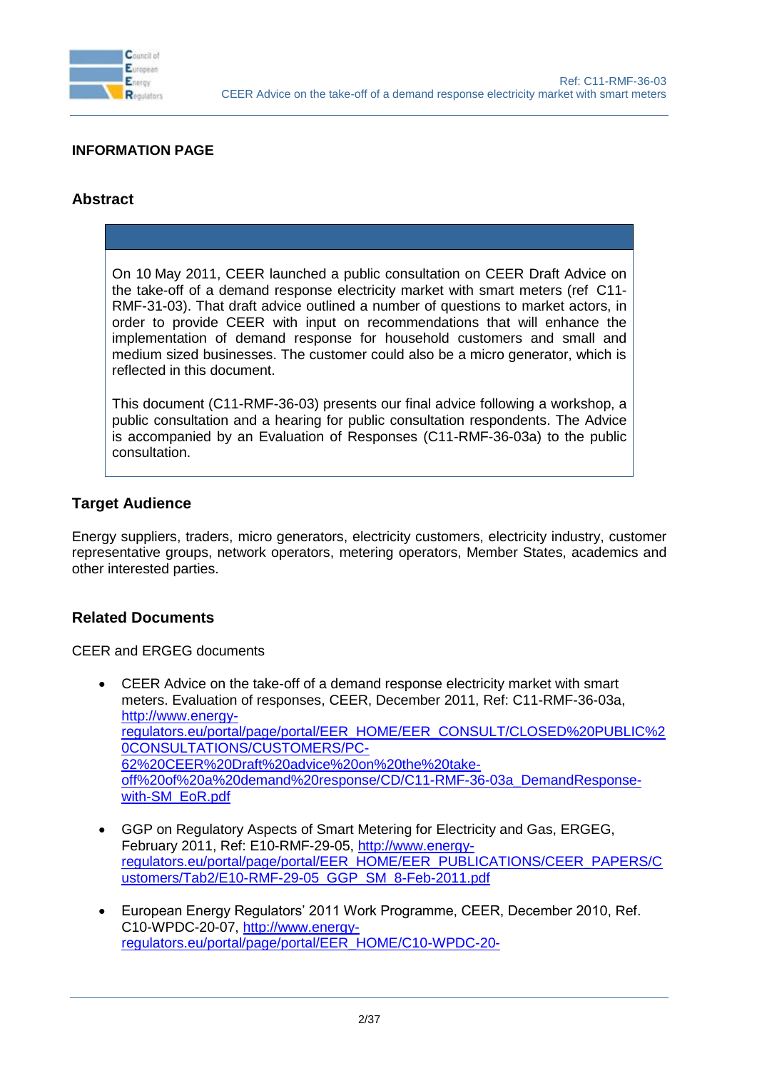## INFORMATION PAGE

### Abstract

On 10 May 2011, CEER launched a public consultation on CEER Draft Advice on the take-off of a demand response electricity market with smart meters (ref C11-RMF-31-03). That draft advice outlined a number of questions to market actors, in order to provide CEER with input on recommendations that will enhance the implementation of demand response for household customers and small and medium sized businesses. The customer could also be a micro generator, which is reflected in this document.

This document (C11-RMF-36-03) presents our final advice following a workshop, a public consultation and a hearing for public consultation respondents. The Advice is accompanied by an Evaluation of Responses (C11-RMF-36-03a) to the public consultation.

### Target Audience

Energy suppliers, traders, micro generators, electricity customers, electricity industry, customer representative groups, network operators, metering operators, Member States, academics and other interested parties.

### Related Documents

CEER and ERGEG documents

- CEER Advice on the take-off of a demand response electricity market with smart meters. Evaluation of responses, CEER, December 2011, Ref: C11-RMF-36-03a, http://www.energy-regulators.eu/portal/page/portal/EER_HOME/EER_CONSULT/CLOSED%20PUBLIC%20CONSULTATIONS/CUSTOMERS/PC-62%20CEER%20Draft%20advice%20on%20the%20take-off%20of%20a%20demand%20response/CD/C11-RMF-36-03a_DemandResponse-with-SM_EoR.pdf

- GGP on Regulatory Aspects of Smart Metering for Electricity and Gas, ERGEG, February 2011, Ref: E10-RMF-29-05, http://www.energy-regulators.eu/portal/page/portal/EER_HOME/EER_PUBLICATIONS/CEER_PAPERS/Customers/Tab2/E10-RMF-29-05_GGP_SM_8-Feb-2011.pdf

- European Energy Regulators' 2011 Work Programme, CEER, December 2010, Ref. C10-WPDC-20-07, http://www.energy-regulators.eu/portal/page/portal/EER_HOME/C10-WPDC-20-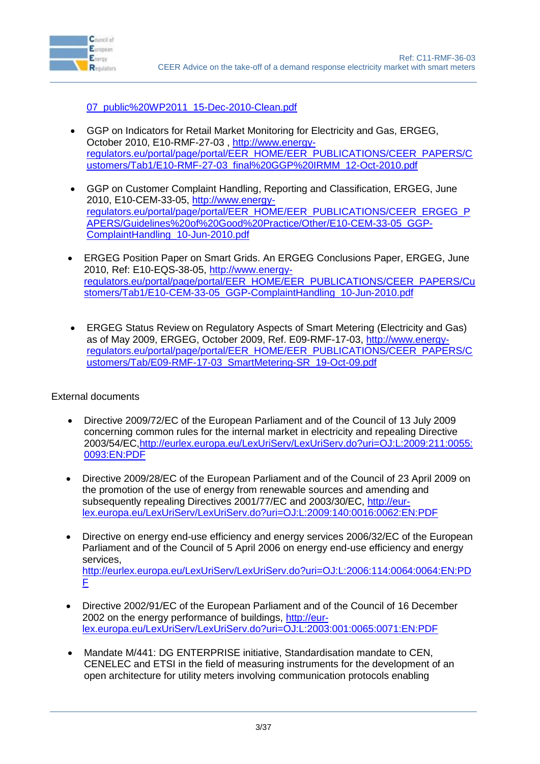07_public%20WP2011_15-Dec-2010-Clean.pdf

- GGP on Indicators for Retail Market Monitoring for Electricity and Gas, ERGEG, October 2010, E10-RMF-27-03 , http://www.energy-regulators.eu/portal/page/portal/EER_HOME/EER_PUBLICATIONS/CEER_PAPERS/Customers/Tab1/E10-RMF-27-03_final%20GGP%20IRMM_12-Oct-2010.pdf

- GGP on Customer Complaint Handling, Reporting and Classification, ERGEG, June 2010, E10-CEM-33-05, http://www.energy-regulators.eu/portal/page/portal/EER_HOME/EER_PUBLICATIONS/CEER_ERGEG_PAPERS/Guidelines%20of%20Good%20Practice/Other/E10-CEM-33-05_GGP-ComplaintHandling_10-Jun-2010.pdf

- ERGEG Position Paper on Smart Grids. An ERGEG Conclusions Paper, ERGEG, June 2010, Ref: E10-EQS-38-05, http://www.energy-regulators.eu/portal/page/portal/EER_HOME/EER_PUBLICATIONS/CEER_PAPERS/Customers/Tab1/E10-CEM-33-05_GGP-ComplaintHandling_10-Jun-2010.pdf

- ERGEG Status Review on Regulatory Aspects of Smart Metering (Electricity and Gas) as of May 2009, ERGEG, October 2009, Ref. E09-RMF-17-03, http://www.energy-regulators.eu/portal/page/portal/EER_HOME/EER_PUBLICATIONS/CEER_PAPERS/Customers/Tab/E09-RMF-17-03_SmartMetering-SR_19-Oct-09.pdf

External documents

- Directive 2009/72/EC of the European Parliament and of the Council of 13 July 2009 concerning common rules for the internal market in electricity and repealing Directive 2003/54/EC,http://eurlex.europa.eu/LexUriServ/LexUriServ.do?uri=OJ:L:2009:211:0055:0093:EN:PDF

- Directive 2009/28/EC of the European Parliament and of the Council of 23 April 2009 on the promotion of the use of energy from renewable sources and amending and subsequently repealing Directives 2001/77/EC and 2003/30/EC, http://eur-lex.europa.eu/LexUriServ/LexUriServ.do?uri=OJ:L:2009:140:0016:0062:EN:PDF

- Directive on energy end-use efficiency and energy services 2006/32/EC of the European Parliament and of the Council of 5 April 2006 on energy end-use efficiency and energy services, http://eurlex.europa.eu/LexUriServ/LexUriServ.do?uri=OJ:L:2006:114:0064:0064:EN:PDF

- Directive 2002/91/EC of the European Parliament and of the Council of 16 December 2002 on the energy performance of buildings, http://eur-lex.europa.eu/LexUriServ/LexUriServ.do?uri=OJ:L:2003:001:0065:0071:EN:PDF

- Mandate M/441: DG ENTERPRISE initiative, Standardisation mandate to CEN, CENELEC and ETSI in the field of measuring instruments for the development of an open architecture for utility meters involving communication protocols enabling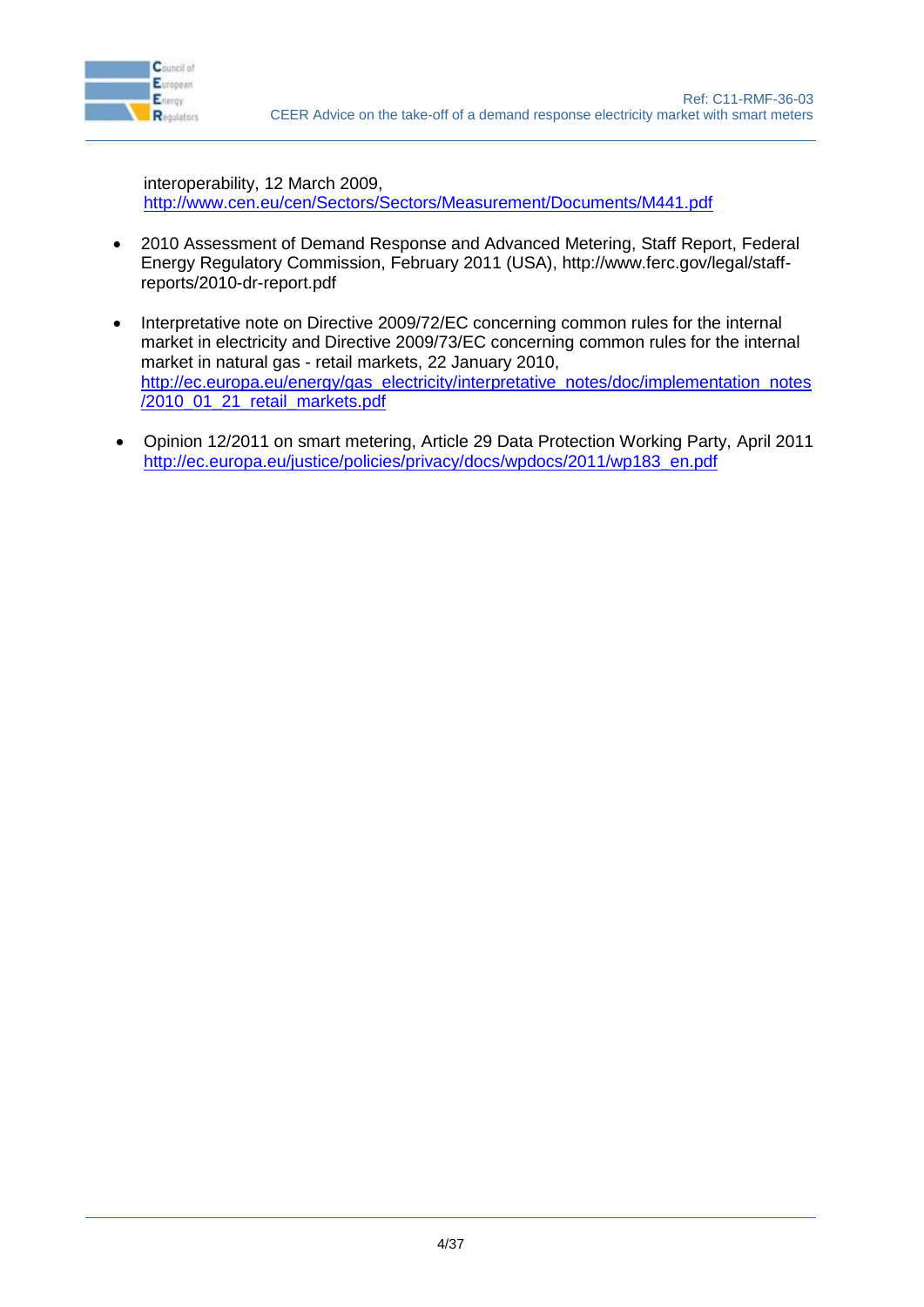interoperability, 12 March 2009, http://www.cen.eu/cen/Sectors/Sectors/Measurement/Documents/M441.pdf

- 2010 Assessment of Demand Response and Advanced Metering, Staff Report, Federal Energy Regulatory Commission, February 2011 (USA), http://www.ferc.gov/legal/staff-reports/2010-dr-report.pdf

- Interpretative note on Directive 2009/72/EC concerning common rules for the internal market in electricity and Directive 2009/73/EC concerning common rules for the internal market in natural gas - retail markets, 22 January 2010, http://ec.europa.eu/energy/gas_electricity/interpretative_notes/doc/implementation_notes/2010_01_21_retail_markets.pdf

- Opinion 12/2011 on smart metering, Article 29 Data Protection Working Party, April 2011 http://ec.europa.eu/justice/policies/privacy/docs/wpdocs/2011/wp183_en.pdf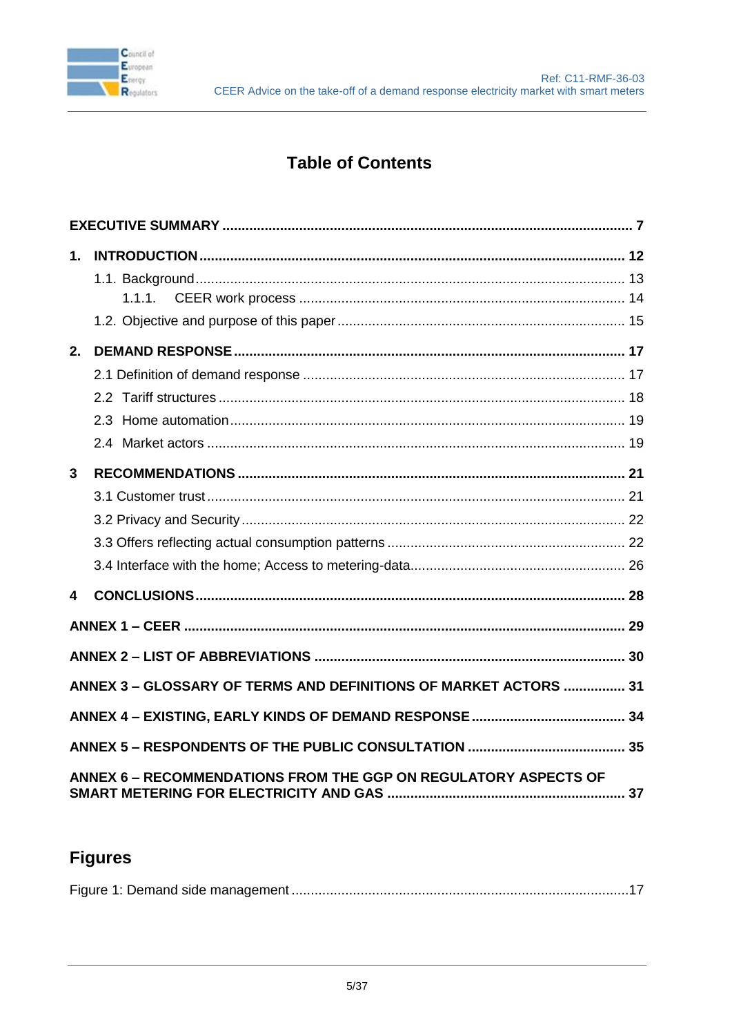# Table of Contents

**EXECUTIVE SUMMARY** ........................................................................................................ **7**

**1. INTRODUCTION** ............................................................................................................ **12**

- 1.1. Background ............................................................................................................. 13
  - 1.1.1. CEER work process ......................................................................................... 14
- 1.2. Objective and purpose of this paper ....................................................................... 15

**2. DEMAND RESPONSE** .................................................................................................... **17**

- 2.1 Definition of demand response ................................................................................. 17
- 2.2 Tariff structures ........................................................................................................ 18
- 2.3 Home automation ...................................................................................................... 19
- 2.4 Market actors ........................................................................................................... 19

**3 RECOMMENDATIONS** .................................................................................................. **21**

- 3.1 Customer trust ........................................................................................................... 21
- 3.2 Privacy and Security .................................................................................................. 22
- 3.3 Offers reflecting actual consumption patterns ............................................................ 22
- 3.4 Interface with the home; Access to metering-data ...................................................... 26

**4 CONCLUSIONS** .............................................................................................................. **28**

**ANNEX 1 – CEER** ................................................................................................................ **29**

**ANNEX 2 – LIST OF ABBREVIATIONS** ............................................................................... **30**

**ANNEX 3 – GLOSSARY OF TERMS AND DEFINITIONS OF MARKET ACTORS** ................ **31**

**ANNEX 4 – EXISTING, EARLY KINDS OF DEMAND RESPONSE** ........................................ **34**

**ANNEX 5 – RESPONDENTS OF THE PUBLIC CONSULTATION** ......................................... **35**

**ANNEX 6 – RECOMMENDATIONS FROM THE GGP ON REGULATORY ASPECTS OF SMART METERING FOR ELECTRICITY AND GAS** ............................................................. **37**

## Figures

Figure 1: Demand side management ........................................................................................17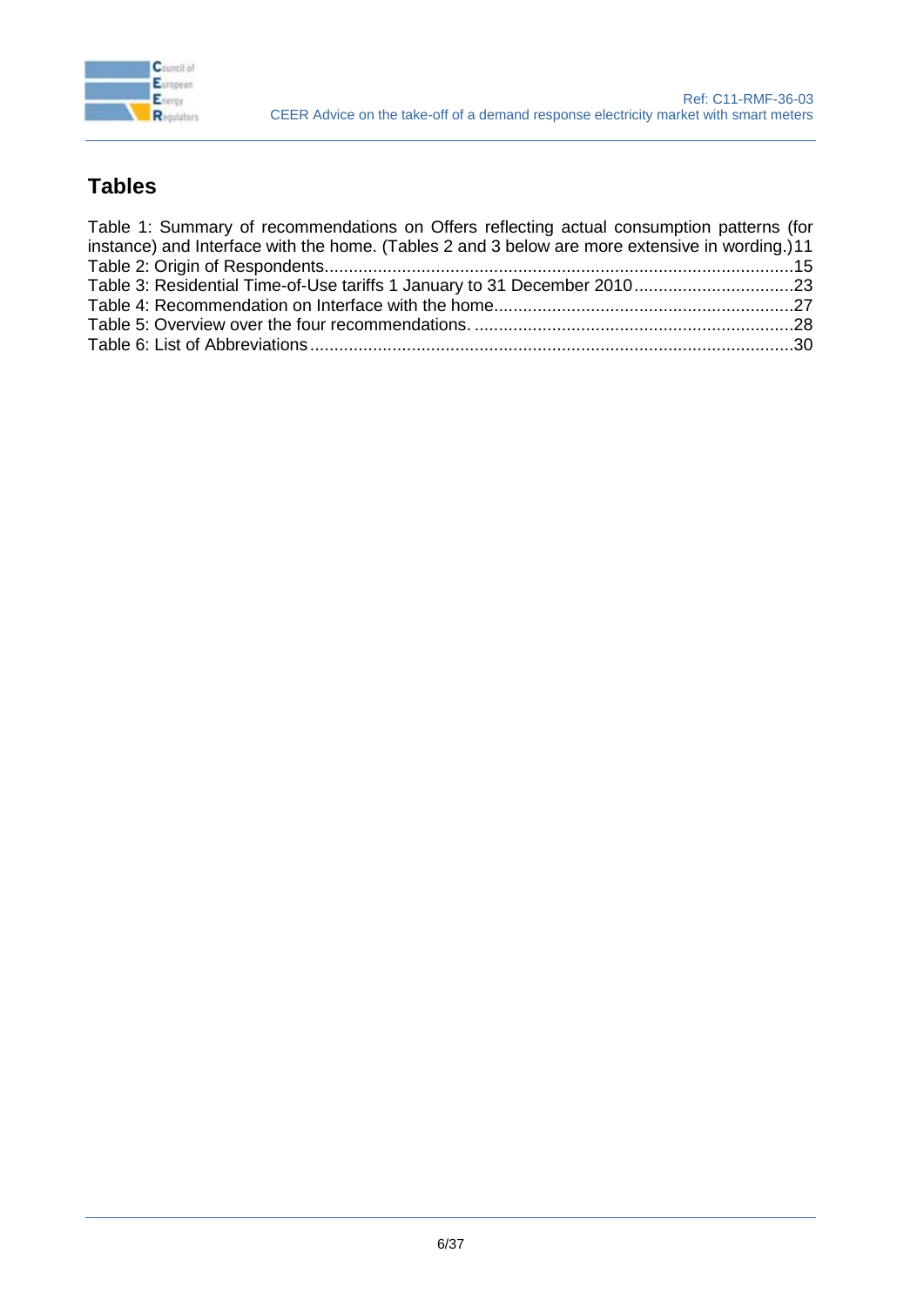## Tables

Table 1: Summary of recommendations on Offers reflecting actual consumption patterns (for instance) and Interface with the home. (Tables 2 and 3 below are more extensive in wording.)11
Table 2: Origin of Respondents.................................................................................................15
Table 3: Residential Time-of-Use tariffs 1 January to 31 December 2010.................................23
Table 4: Recommendation on Interface with the home.............................................................27
Table 5: Overview over the four recommendations. .................................................................28
Table 6: List of Abbreviations....................................................................................................30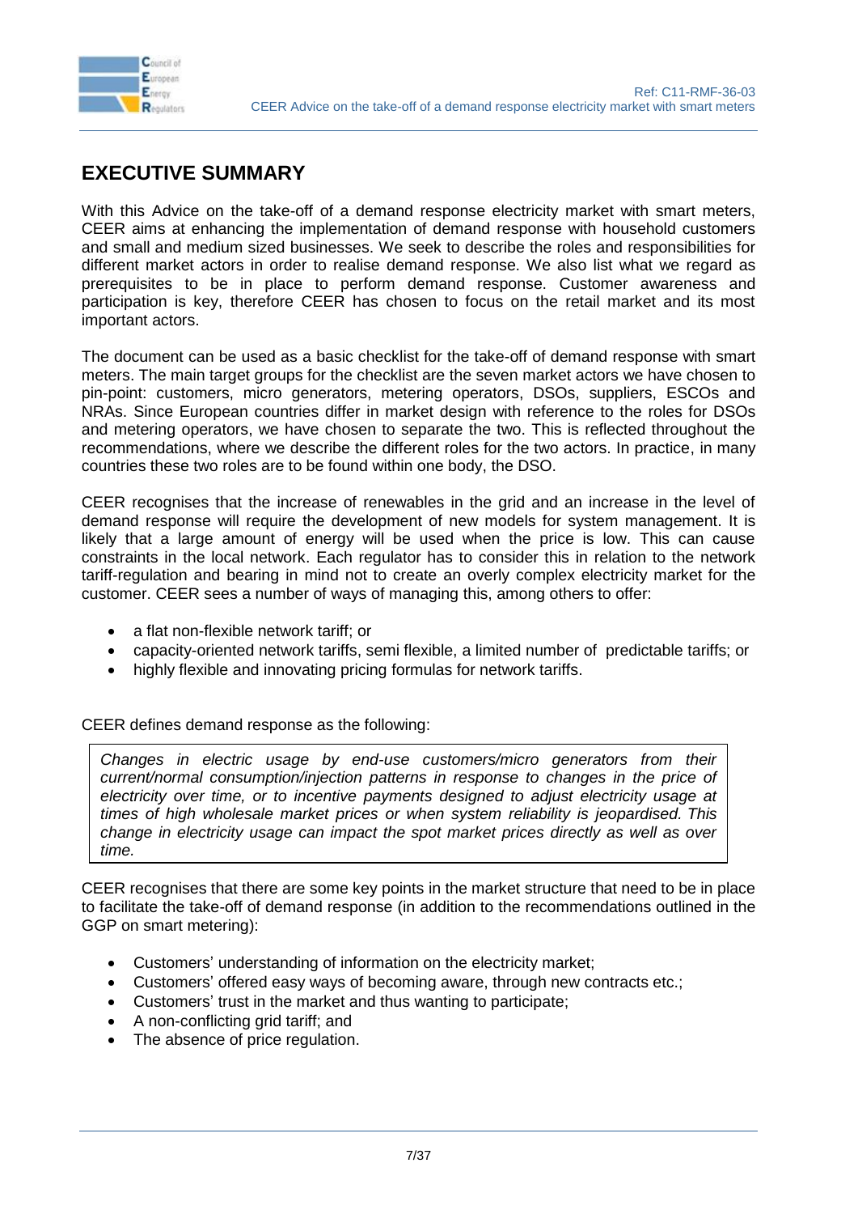# EXECUTIVE SUMMARY

With this Advice on the take-off of a demand response electricity market with smart meters, CEER aims at enhancing the implementation of demand response with household customers and small and medium sized businesses. We seek to describe the roles and responsibilities for different market actors in order to realise demand response. We also list what we regard as prerequisites to be in place to perform demand response. Customer awareness and participation is key, therefore CEER has chosen to focus on the retail market and its most important actors.

The document can be used as a basic checklist for the take-off of demand response with smart meters. The main target groups for the checklist are the seven market actors we have chosen to pin-point: customers, micro generators, metering operators, DSOs, suppliers, ESCOs and NRAs. Since European countries differ in market design with reference to the roles for DSOs and metering operators, we have chosen to separate the two. This is reflected throughout the recommendations, where we describe the different roles for the two actors. In practice, in many countries these two roles are to be found within one body, the DSO.

CEER recognises that the increase of renewables in the grid and an increase in the level of demand response will require the development of new models for system management. It is likely that a large amount of energy will be used when the price is low. This can cause constraints in the local network. Each regulator has to consider this in relation to the network tariff-regulation and bearing in mind not to create an overly complex electricity market for the customer. CEER sees a number of ways of managing this, among others to offer:

- a flat non-flexible network tariff; or
- capacity-oriented network tariffs, semi flexible, a limited number of predictable tariffs; or
- highly flexible and innovating pricing formulas for network tariffs.

CEER defines demand response as the following:

> *Changes in electric usage by end-use customers/micro generators from their current/normal consumption/injection patterns in response to changes in the price of electricity over time, or to incentive payments designed to adjust electricity usage at times of high wholesale market prices or when system reliability is jeopardised. This change in electricity usage can impact the spot market prices directly as well as over time.*

CEER recognises that there are some key points in the market structure that need to be in place to facilitate the take-off of demand response (in addition to the recommendations outlined in the GGP on smart metering):

- Customers' understanding of information on the electricity market;
- Customers' offered easy ways of becoming aware, through new contracts etc.;
- Customers' trust in the market and thus wanting to participate;
- A non-conflicting grid tariff; and
- The absence of price regulation.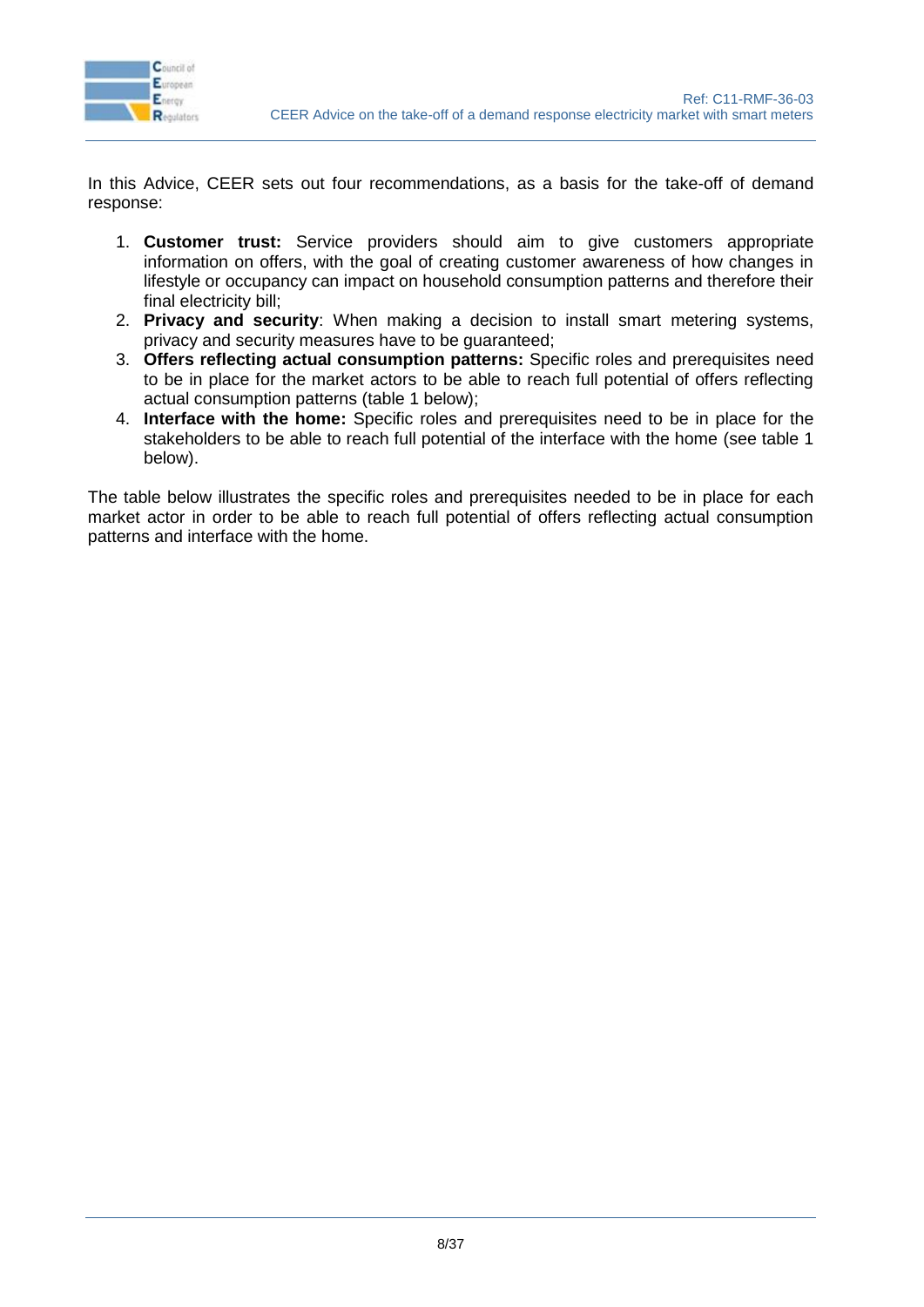In this Advice, CEER sets out four recommendations, as a basis for the take-off of demand response:

1. **Customer trust:** Service providers should aim to give customers appropriate information on offers, with the goal of creating customer awareness of how changes in lifestyle or occupancy can impact on household consumption patterns and therefore their final electricity bill;
2. **Privacy and security**: When making a decision to install smart metering systems, privacy and security measures have to be guaranteed;
3. **Offers reflecting actual consumption patterns:** Specific roles and prerequisites need to be in place for the market actors to be able to reach full potential of offers reflecting actual consumption patterns (table 1 below);
4. **Interface with the home:** Specific roles and prerequisites need to be in place for the stakeholders to be able to reach full potential of the interface with the home (see table 1 below).

The table below illustrates the specific roles and prerequisites needed to be in place for each market actor in order to be able to reach full potential of offers reflecting actual consumption patterns and interface with the home.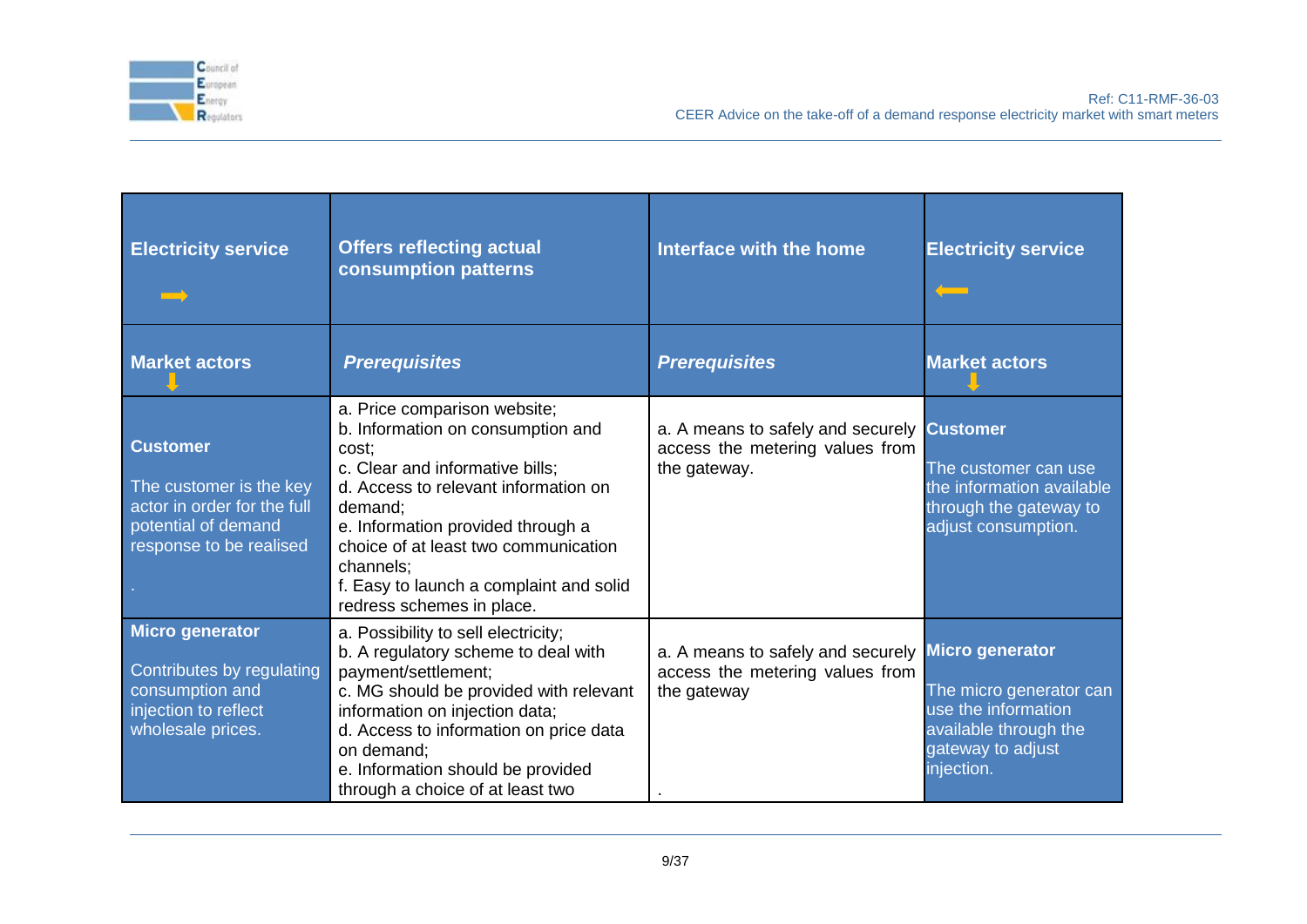| Electricity service ➡ | Offers reflecting actual consumption patterns | Interface with the home | Electricity service ⬅ |
|---|---|---|---|
| **Market actors** ⬇ | ***Prerequisites*** | ***Prerequisites*** | **Market actors** ⬇ |
| **Customer**<br><br>The customer is the key actor in order for the full potential of demand response to be realised<br><br>. | a. Price comparison website;<br>b. Information on consumption and cost;<br>c. Clear and informative bills;<br>d. Access to relevant information on demand;<br>e. Information provided through a choice of at least two communication channels;<br>f. Easy to launch a complaint and solid redress schemes in place. | a. A means to safely and securely access the metering values from the gateway. | **Customer**<br><br>The customer can use the information available through the gateway to adjust consumption. |
| **Micro generator**<br><br>Contributes by regulating consumption and injection to reflect wholesale prices. | a. Possibility to sell electricity;<br>b. A regulatory scheme to deal with payment/settlement;<br>c. MG should be provided with relevant information on injection data;<br>d. Access to information on price data on demand;<br>e. Information should be provided through a choice of at least two | a. A means to safely and securely access the metering values from the gateway<br><br>. | **Micro generator**<br><br>The micro generator can use the information available through the gateway to adjust injection. |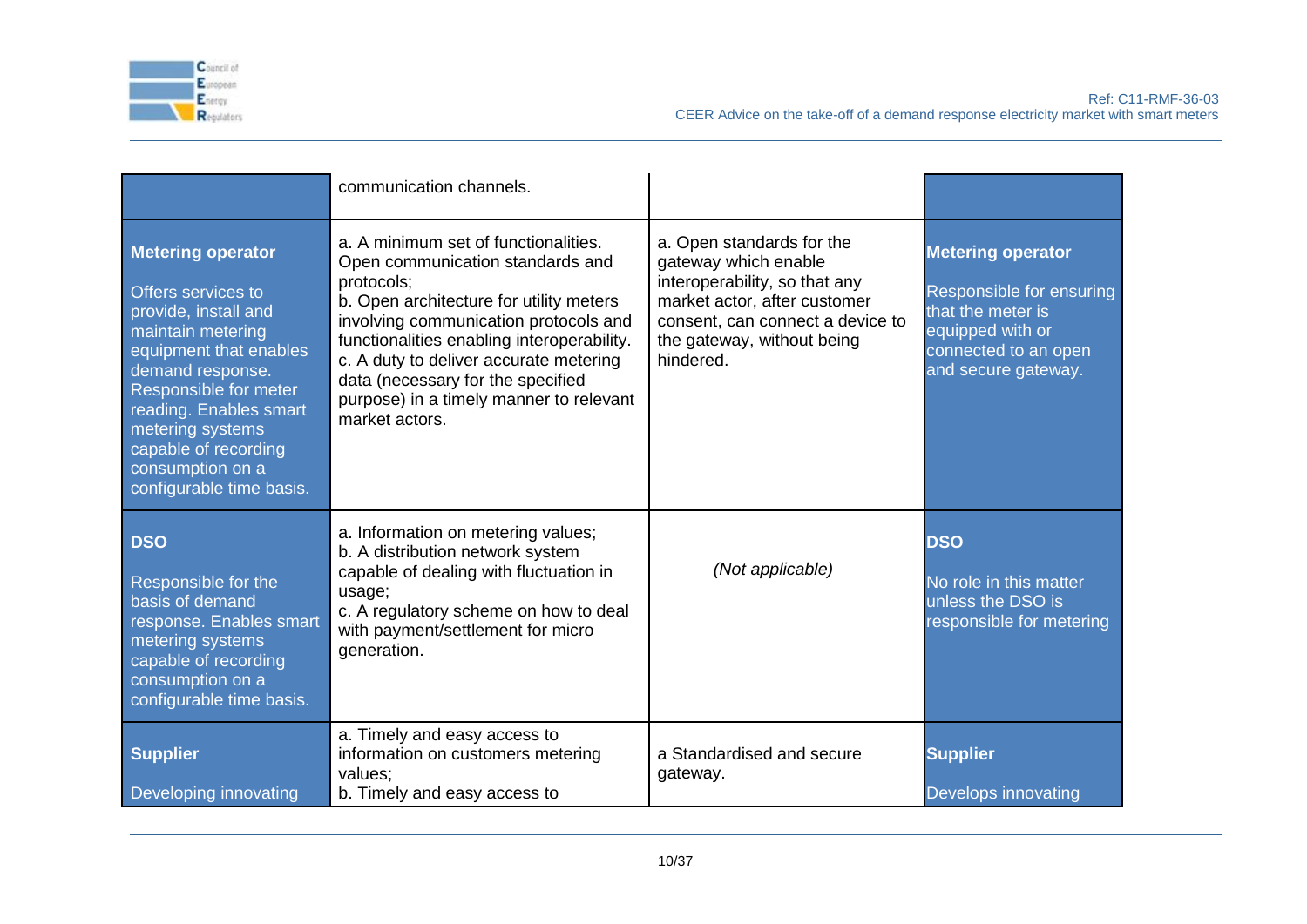| | | | |
|---|---|---|---|
| | communication channels. | | |
| **Metering operator**<br><br>Offers services to provide, install and maintain metering equipment that enables demand response. Responsible for meter reading. Enables smart metering systems capable of recording consumption on a configurable time basis. | a. A minimum set of functionalities. Open communication standards and protocols;<br>b. Open architecture for utility meters involving communication protocols and functionalities enabling interoperability.<br>c. A duty to deliver accurate metering data (necessary for the specified purpose) in a timely manner to relevant market actors. | a. Open standards for the gateway which enable interoperability, so that any market actor, after customer consent, can connect a device to the gateway, without being hindered. | **Metering operator**<br><br>Responsible for ensuring that the meter is equipped with or connected to an open and secure gateway. |
| **DSO**<br><br>Responsible for the basis of demand response. Enables smart metering systems capable of recording consumption on a configurable time basis. | a. Information on metering values;<br>b. A distribution network system capable of dealing with fluctuation in usage;<br>c. A regulatory scheme on how to deal with payment/settlement for micro generation. | *(Not applicable)* | **DSO**<br><br>No role in this matter unless the DSO is responsible for metering |
| **Supplier**<br><br>Developing innovating | a. Timely and easy access to information on customers metering values;<br>b. Timely and easy access to | a Standardised and secure gateway. | **Supplier**<br><br>Develops innovating |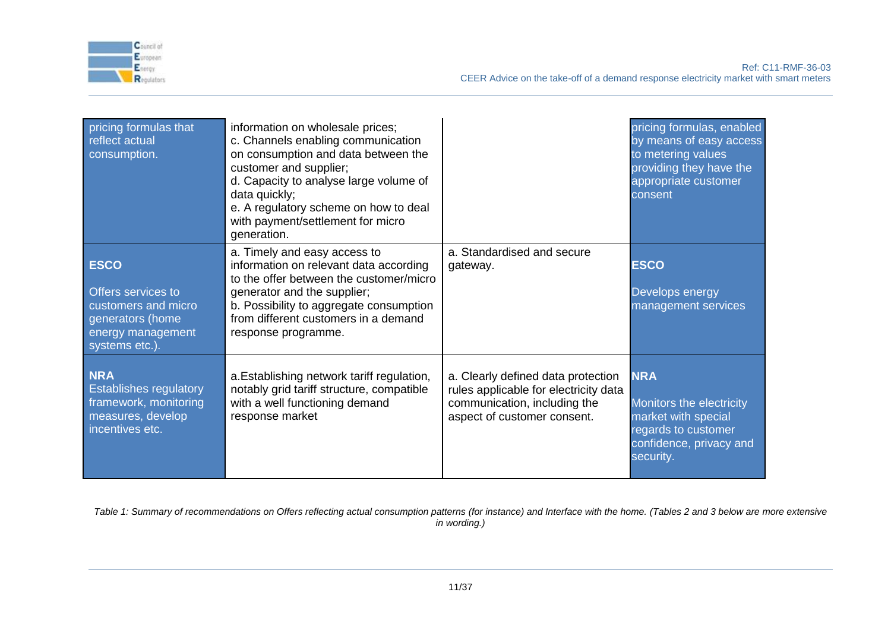| | | | |
|---|---|---|---|
| pricing formulas that reflect actual consumption. | information on wholesale prices;<br>c. Channels enabling communication on consumption and data between the customer and supplier;<br>d. Capacity to analyse large volume of data quickly;<br>e. A regulatory scheme on how to deal with payment/settlement for micro generation. | | pricing formulas, enabled by means of easy access to metering values providing they have the appropriate customer consent |
| **ESCO**<br><br>Offers services to customers and micro generators (home energy management systems etc.). | a. Timely and easy access to information on relevant data according to the offer between the customer/micro generator and the supplier;<br>b. Possibility to aggregate consumption from different customers in a demand response programme. | a. Standardised and secure gateway. | **ESCO**<br><br>Develops energy management services |
| **NRA**<br>Establishes regulatory framework, monitoring measures, develop incentives etc. | a.Establishing network tariff regulation, notably grid tariff structure, compatible with a well functioning demand response market | a. Clearly defined data protection rules applicable for electricity data communication, including the aspect of customer consent. | **NRA**<br><br>Monitors the electricity market with special regards to customer confidence, privacy and security. |

*Table 1: Summary of recommendations on Offers reflecting actual consumption patterns (for instance) and Interface with the home. (Tables 2 and 3 below are more extensive in wording.)*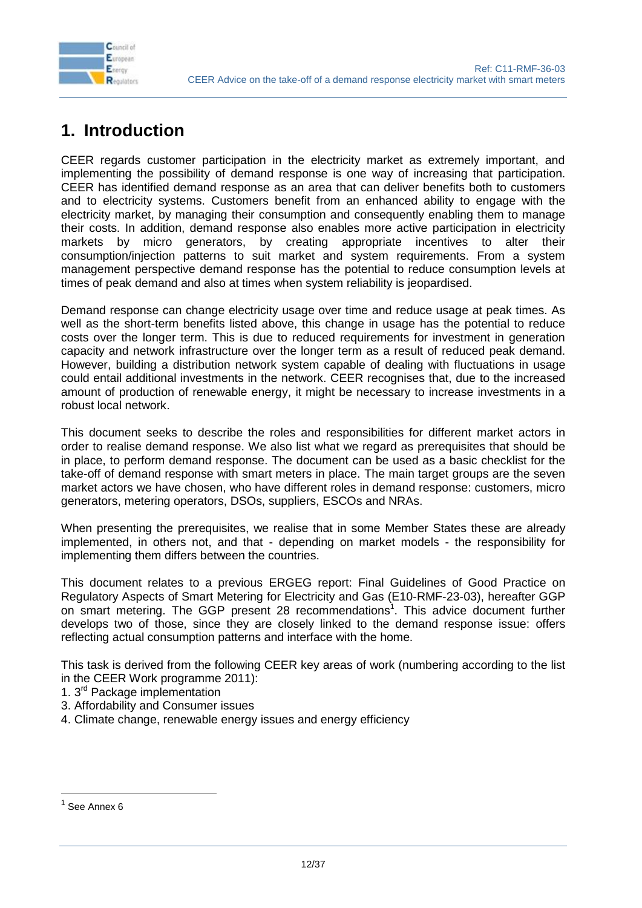# 1. Introduction

CEER regards customer participation in the electricity market as extremely important, and implementing the possibility of demand response is one way of increasing that participation. CEER has identified demand response as an area that can deliver benefits both to customers and to electricity systems. Customers benefit from an enhanced ability to engage with the electricity market, by managing their consumption and consequently enabling them to manage their costs. In addition, demand response also enables more active participation in electricity markets by micro generators, by creating appropriate incentives to alter their consumption/injection patterns to suit market and system requirements. From a system management perspective demand response has the potential to reduce consumption levels at times of peak demand and also at times when system reliability is jeopardised.

Demand response can change electricity usage over time and reduce usage at peak times. As well as the short-term benefits listed above, this change in usage has the potential to reduce costs over the longer term. This is due to reduced requirements for investment in generation capacity and network infrastructure over the longer term as a result of reduced peak demand. However, building a distribution network system capable of dealing with fluctuations in usage could entail additional investments in the network. CEER recognises that, due to the increased amount of production of renewable energy, it might be necessary to increase investments in a robust local network.

This document seeks to describe the roles and responsibilities for different market actors in order to realise demand response. We also list what we regard as prerequisites that should be in place, to perform demand response. The document can be used as a basic checklist for the take-off of demand response with smart meters in place. The main target groups are the seven market actors we have chosen, who have different roles in demand response: customers, micro generators, metering operators, DSOs, suppliers, ESCOs and NRAs.

When presenting the prerequisites, we realise that in some Member States these are already implemented, in others not, and that - depending on market models - the responsibility for implementing them differs between the countries.

This document relates to a previous ERGEG report: Final Guidelines of Good Practice on Regulatory Aspects of Smart Metering for Electricity and Gas (E10-RMF-23-03), hereafter GGP on smart metering. The GGP present 28 recommendations[1]. This advice document further develops two of those, since they are closely linked to the demand response issue: offers reflecting actual consumption patterns and interface with the home.

This task is derived from the following CEER key areas of work (numbering according to the list in the CEER Work programme 2011):

1. 3rd Package implementation
3. Affordability and Consumer issues
4. Climate change, renewable energy issues and energy efficiency

---

[1] See Annex 6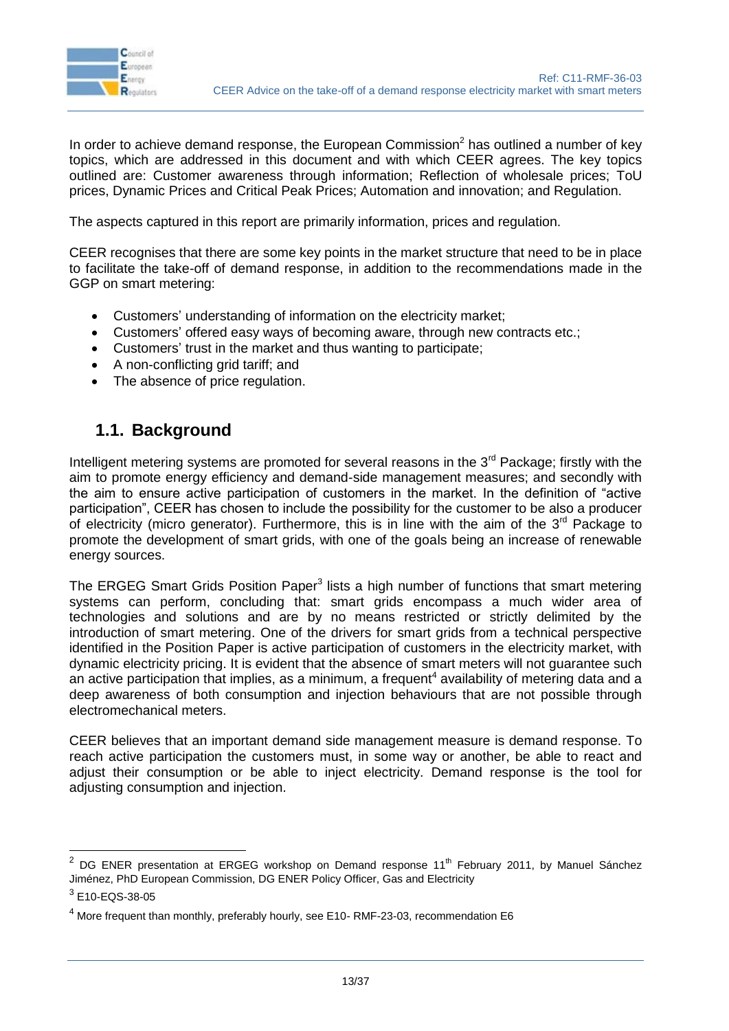In order to achieve demand response, the European Commission[2] has outlined a number of key topics, which are addressed in this document and with which CEER agrees. The key topics outlined are: Customer awareness through information; Reflection of wholesale prices; ToU prices, Dynamic Prices and Critical Peak Prices; Automation and innovation; and Regulation.

The aspects captured in this report are primarily information, prices and regulation.

CEER recognises that there are some key points in the market structure that need to be in place to facilitate the take-off of demand response, in addition to the recommendations made in the GGP on smart metering:

- Customers' understanding of information on the electricity market;
- Customers' offered easy ways of becoming aware, through new contracts etc.;
- Customers' trust in the market and thus wanting to participate;
- A non-conflicting grid tariff; and
- The absence of price regulation.

## 1.1. Background

Intelligent metering systems are promoted for several reasons in the 3rd Package; firstly with the aim to promote energy efficiency and demand-side management measures; and secondly with the aim to ensure active participation of customers in the market. In the definition of "active participation", CEER has chosen to include the possibility for the customer to be also a producer of electricity (micro generator). Furthermore, this is in line with the aim of the 3rd Package to promote the development of smart grids, with one of the goals being an increase of renewable energy sources.

The ERGEG Smart Grids Position Paper[3] lists a high number of functions that smart metering systems can perform, concluding that: smart grids encompass a much wider area of technologies and solutions and are by no means restricted or strictly delimited by the introduction of smart metering. One of the drivers for smart grids from a technical perspective identified in the Position Paper is active participation of customers in the electricity market, with dynamic electricity pricing. It is evident that the absence of smart meters will not guarantee such an active participation that implies, as a minimum, a frequent[4] availability of metering data and a deep awareness of both consumption and injection behaviours that are not possible through electromechanical meters.

CEER believes that an important demand side management measure is demand response. To reach active participation the customers must, in some way or another, be able to react and adjust their consumption or be able to inject electricity. Demand response is the tool for adjusting consumption and injection.

---

[2] DG ENER presentation at ERGEG workshop on Demand response 11th February 2011, by Manuel Sánchez Jiménez, PhD European Commission, DG ENER Policy Officer, Gas and Electricity

[3] E10-EQS-38-05

[4] More frequent than monthly, preferably hourly, see E10- RMF-23-03, recommendation E6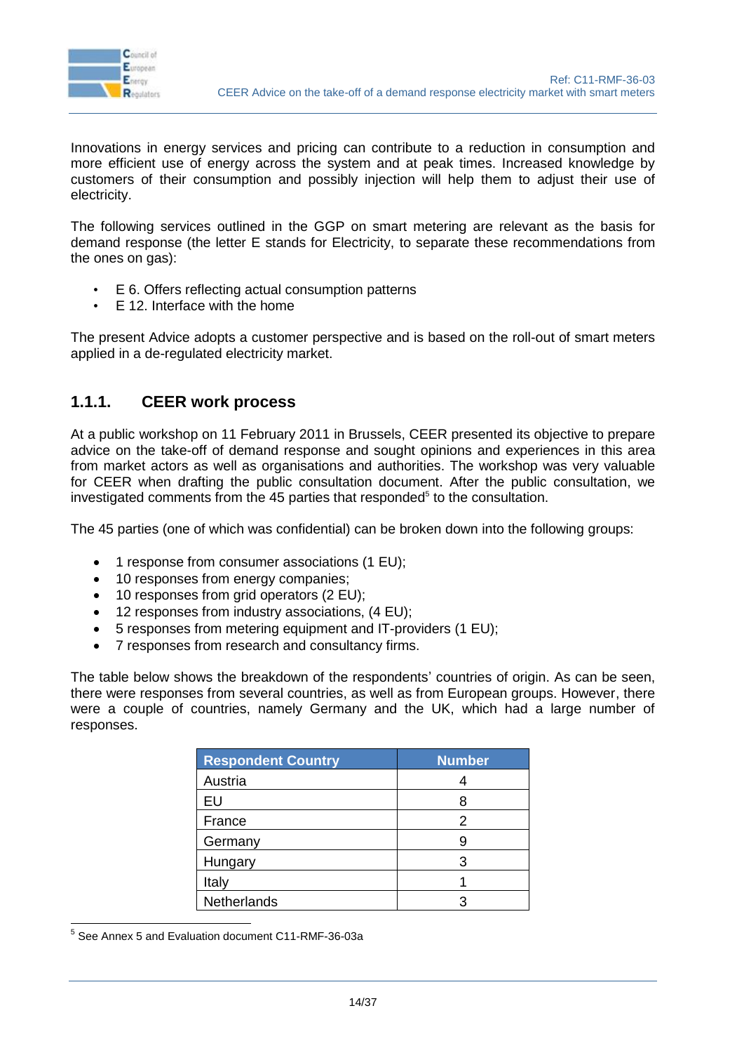Innovations in energy services and pricing can contribute to a reduction in consumption and more efficient use of energy across the system and at peak times. Increased knowledge by customers of their consumption and possibly injection will help them to adjust their use of electricity.

The following services outlined in the GGP on smart metering are relevant as the basis for demand response (the letter E stands for Electricity, to separate these recommendations from the ones on gas):

- E 6. Offers reflecting actual consumption patterns
- E 12. Interface with the home

The present Advice adopts a customer perspective and is based on the roll-out of smart meters applied in a de-regulated electricity market.

### 1.1.1. CEER work process

At a public workshop on 11 February 2011 in Brussels, CEER presented its objective to prepare advice on the take-off of demand response and sought opinions and experiences in this area from market actors as well as organisations and authorities. The workshop was very valuable for CEER when drafting the public consultation document. After the public consultation, we investigated comments from the 45 parties that responded[5] to the consultation.

The 45 parties (one of which was confidential) can be broken down into the following groups:

- 1 response from consumer associations (1 EU);
- 10 responses from energy companies;
- 10 responses from grid operators (2 EU);
- 12 responses from industry associations, (4 EU);
- 5 responses from metering equipment and IT-providers (1 EU);
- 7 responses from research and consultancy firms.

The table below shows the breakdown of the respondents' countries of origin. As can be seen, there were responses from several countries, as well as from European groups. However, there were a couple of countries, namely Germany and the UK, which had a large number of responses.

| Respondent Country | Number |
|---|---|
| Austria | 4 |
| EU | 8 |
| France | 2 |
| Germany | 9 |
| Hungary | 3 |
| Italy | 1 |
| Netherlands | 3 |

[5] See Annex 5 and Evaluation document C11-RMF-36-03a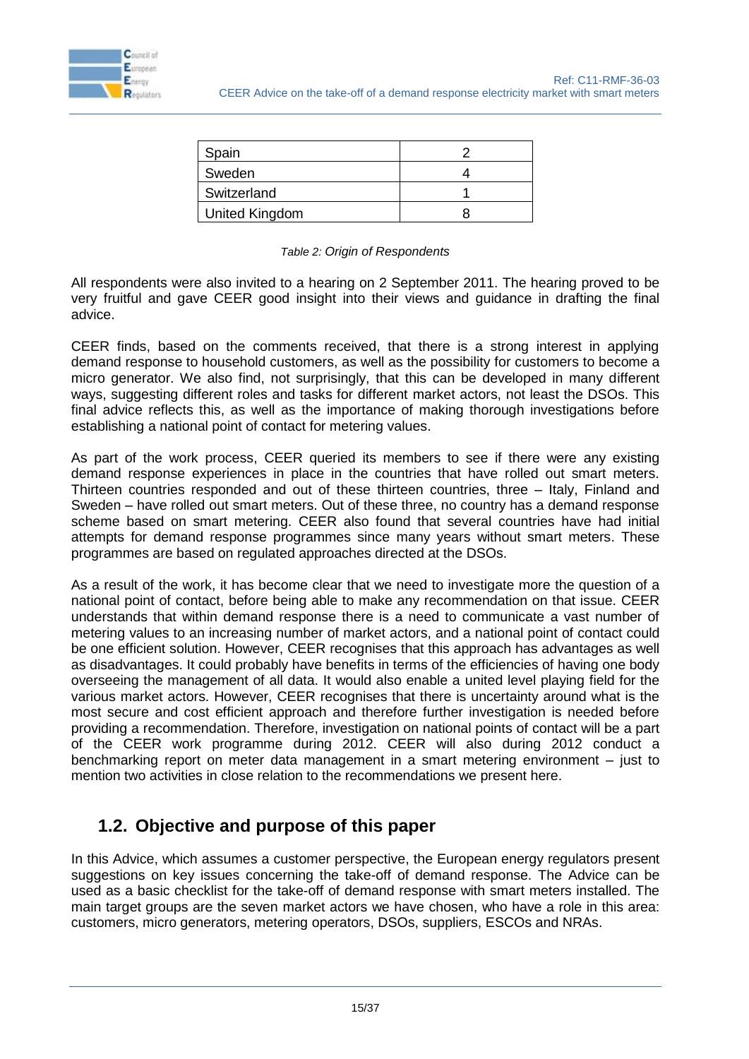| Spain | 2 |
|---|---|
| Sweden | 4 |
| Switzerland | 1 |
| United Kingdom | 8 |

*Table 2: Origin of Respondents*

All respondents were also invited to a hearing on 2 September 2011. The hearing proved to be very fruitful and gave CEER good insight into their views and guidance in drafting the final advice.

CEER finds, based on the comments received, that there is a strong interest in applying demand response to household customers, as well as the possibility for customers to become a micro generator. We also find, not surprisingly, that this can be developed in many different ways, suggesting different roles and tasks for different market actors, not least the DSOs. This final advice reflects this, as well as the importance of making thorough investigations before establishing a national point of contact for metering values.

As part of the work process, CEER queried its members to see if there were any existing demand response experiences in place in the countries that have rolled out smart meters. Thirteen countries responded and out of these thirteen countries, three – Italy, Finland and Sweden – have rolled out smart meters. Out of these three, no country has a demand response scheme based on smart metering. CEER also found that several countries have had initial attempts for demand response programmes since many years without smart meters. These programmes are based on regulated approaches directed at the DSOs.

As a result of the work, it has become clear that we need to investigate more the question of a national point of contact, before being able to make any recommendation on that issue. CEER understands that within demand response there is a need to communicate a vast number of metering values to an increasing number of market actors, and a national point of contact could be one efficient solution. However, CEER recognises that this approach has advantages as well as disadvantages. It could probably have benefits in terms of the efficiencies of having one body overseeing the management of all data. It would also enable a united level playing field for the various market actors. However, CEER recognises that there is uncertainty around what is the most secure and cost efficient approach and therefore further investigation is needed before providing a recommendation. Therefore, investigation on national points of contact will be a part of the CEER work programme during 2012. CEER will also during 2012 conduct a benchmarking report on meter data management in a smart metering environment – just to mention two activities in close relation to the recommendations we present here.

## 1.2. Objective and purpose of this paper

In this Advice, which assumes a customer perspective, the European energy regulators present suggestions on key issues concerning the take-off of demand response. The Advice can be used as a basic checklist for the take-off of demand response with smart meters installed. The main target groups are the seven market actors we have chosen, who have a role in this area: customers, micro generators, metering operators, DSOs, suppliers, ESCOs and NRAs.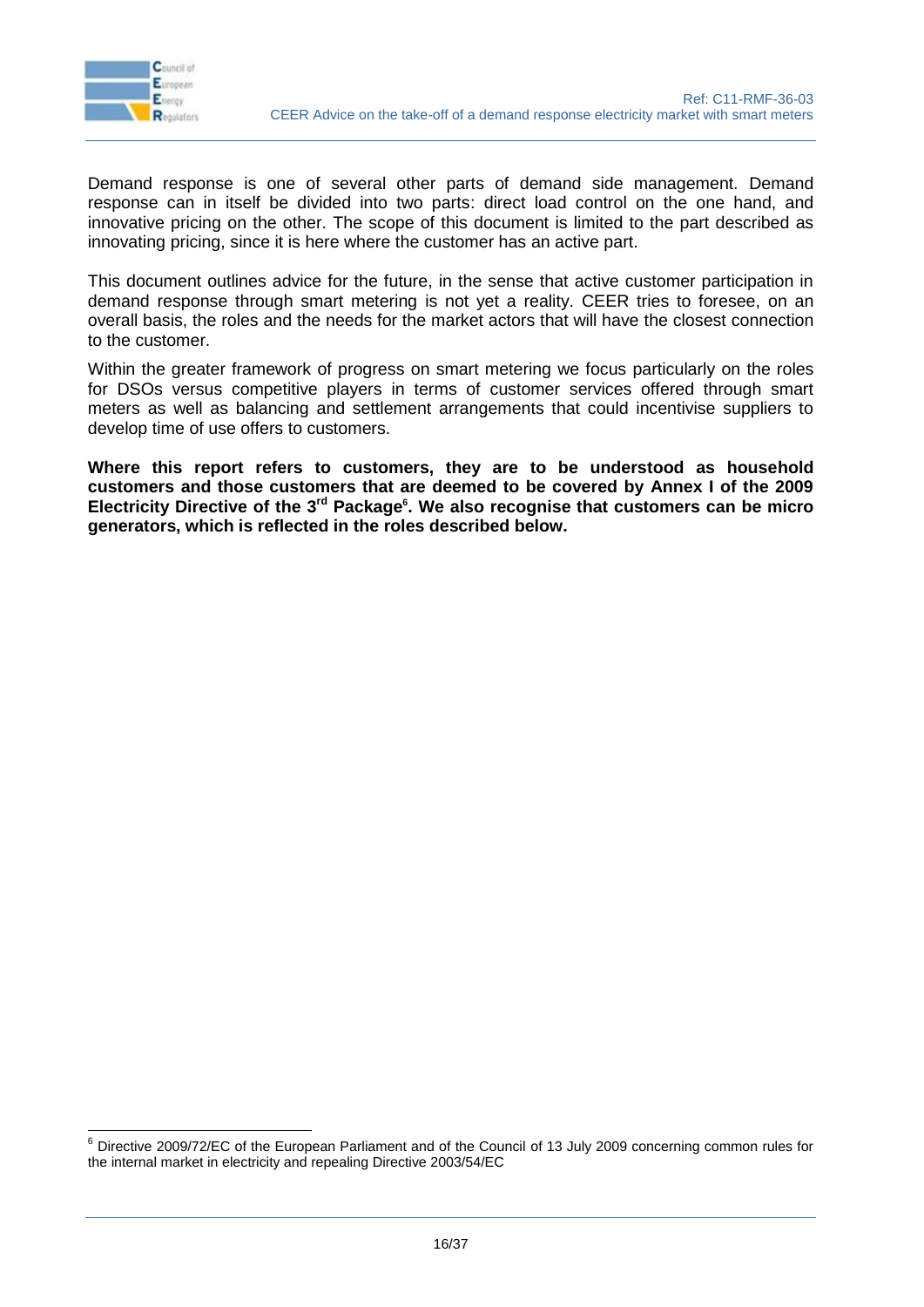Demand response is one of several other parts of demand side management. Demand response can in itself be divided into two parts: direct load control on the one hand, and innovative pricing on the other. The scope of this document is limited to the part described as innovating pricing, since it is here where the customer has an active part.

This document outlines advice for the future, in the sense that active customer participation in demand response through smart metering is not yet a reality. CEER tries to foresee, on an overall basis, the roles and the needs for the market actors that will have the closest connection to the customer.

Within the greater framework of progress on smart metering we focus particularly on the roles for DSOs versus competitive players in terms of customer services offered through smart meters as well as balancing and settlement arrangements that could incentivise suppliers to develop time of use offers to customers.

**Where this report refers to customers, they are to be understood as household customers and those customers that are deemed to be covered by Annex I of the 2009 Electricity Directive of the 3rd Package[6]. We also recognise that customers can be micro generators, which is reflected in the roles described below.**

[6] Directive 2009/72/EC of the European Parliament and of the Council of 13 July 2009 concerning common rules for the internal market in electricity and repealing Directive 2003/54/EC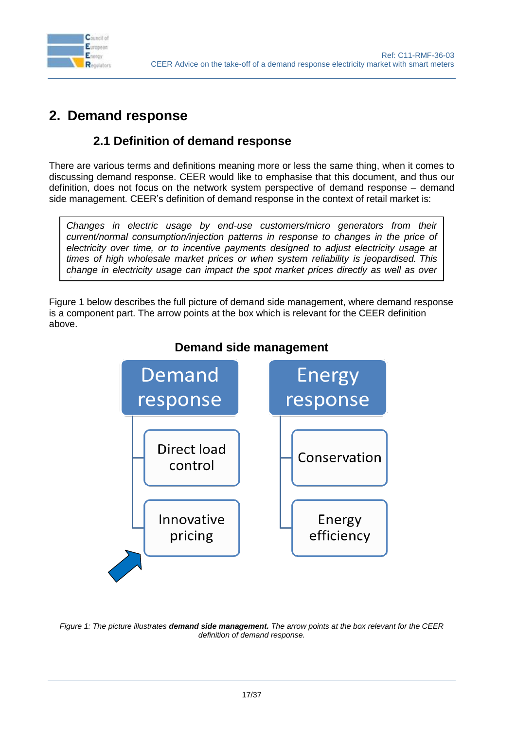## 2. Demand response

### 2.1 Definition of demand response

There are various terms and definitions meaning more or less the same thing, when it comes to discussing demand response. CEER would like to emphasise that this document, and thus our definition, does not focus on the network system perspective of demand response – demand side management. CEER's definition of demand response in the context of retail market is:

> *Changes in electric usage by end-use customers/micro generators from their current/normal consumption/injection patterns in response to changes in the price of electricity over time, or to incentive payments designed to adjust electricity usage at times of high wholesale market prices or when system reliability is jeopardised. This change in electricity usage can impact the spot market prices directly as well as over*

Figure 1 below describes the full picture of demand side management, where demand response is a component part. The arrow points at the box which is relevant for the CEER definition above.

**Demand side management**

- Demand response
  - Direct load control
  - Innovative pricing
- Energy response
  - Conservation
  - Energy efficiency

*Figure 1: The picture illustrates **demand side management.** The arrow points at the box relevant for the CEER definition of demand response.*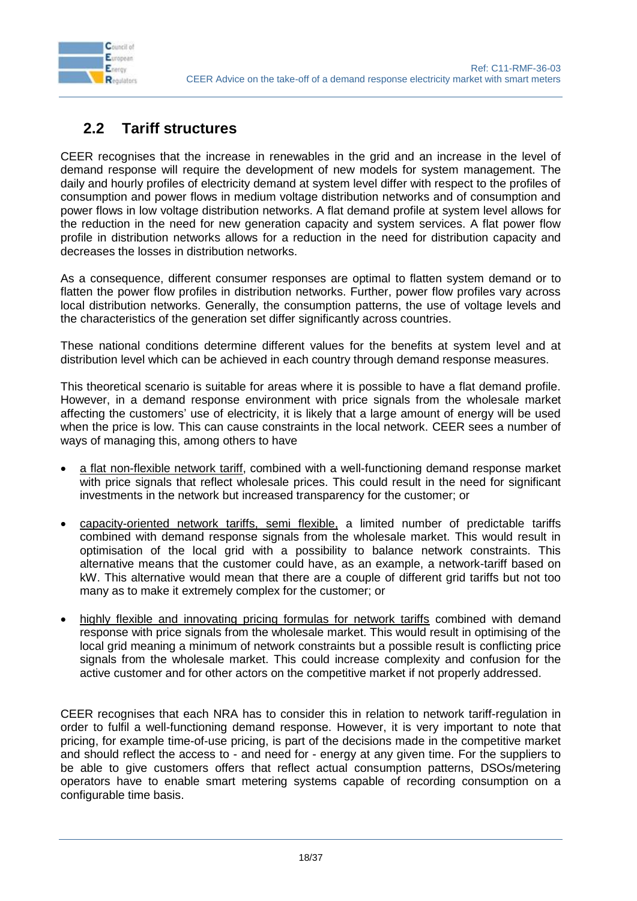## 2.2 Tariff structures

CEER recognises that the increase in renewables in the grid and an increase in the level of demand response will require the development of new models for system management. The daily and hourly profiles of electricity demand at system level differ with respect to the profiles of consumption and power flows in medium voltage distribution networks and of consumption and power flows in low voltage distribution networks. A flat demand profile at system level allows for the reduction in the need for new generation capacity and system services. A flat power flow profile in distribution networks allows for a reduction in the need for distribution capacity and decreases the losses in distribution networks.

As a consequence, different consumer responses are optimal to flatten system demand or to flatten the power flow profiles in distribution networks. Further, power flow profiles vary across local distribution networks. Generally, the consumption patterns, the use of voltage levels and the characteristics of the generation set differ significantly across countries.

These national conditions determine different values for the benefits at system level and at distribution level which can be achieved in each country through demand response measures.

This theoretical scenario is suitable for areas where it is possible to have a flat demand profile. However, in a demand response environment with price signals from the wholesale market affecting the customers' use of electricity, it is likely that a large amount of energy will be used when the price is low. This can cause constraints in the local network. CEER sees a number of ways of managing this, among others to have

- <u>a flat non-flexible network tariff</u>, combined with a well-functioning demand response market with price signals that reflect wholesale prices. This could result in the need for significant investments in the network but increased transparency for the customer; or
- <u>capacity-oriented network tariffs, semi flexible,</u> a limited number of predictable tariffs combined with demand response signals from the wholesale market. This would result in optimisation of the local grid with a possibility to balance network constraints. This alternative means that the customer could have, as an example, a network-tariff based on kW. This alternative would mean that there are a couple of different grid tariffs but not too many as to make it extremely complex for the customer; or
- <u>highly flexible and innovating pricing formulas for network tariffs</u> combined with demand response with price signals from the wholesale market. This would result in optimising of the local grid meaning a minimum of network constraints but a possible result is conflicting price signals from the wholesale market. This could increase complexity and confusion for the active customer and for other actors on the competitive market if not properly addressed.

CEER recognises that each NRA has to consider this in relation to network tariff-regulation in order to fulfil a well-functioning demand response. However, it is very important to note that pricing, for example time-of-use pricing, is part of the decisions made in the competitive market and should reflect the access to - and need for - energy at any given time. For the suppliers to be able to give customers offers that reflect actual consumption patterns, DSOs/metering operators have to enable smart metering systems capable of recording consumption on a configurable time basis.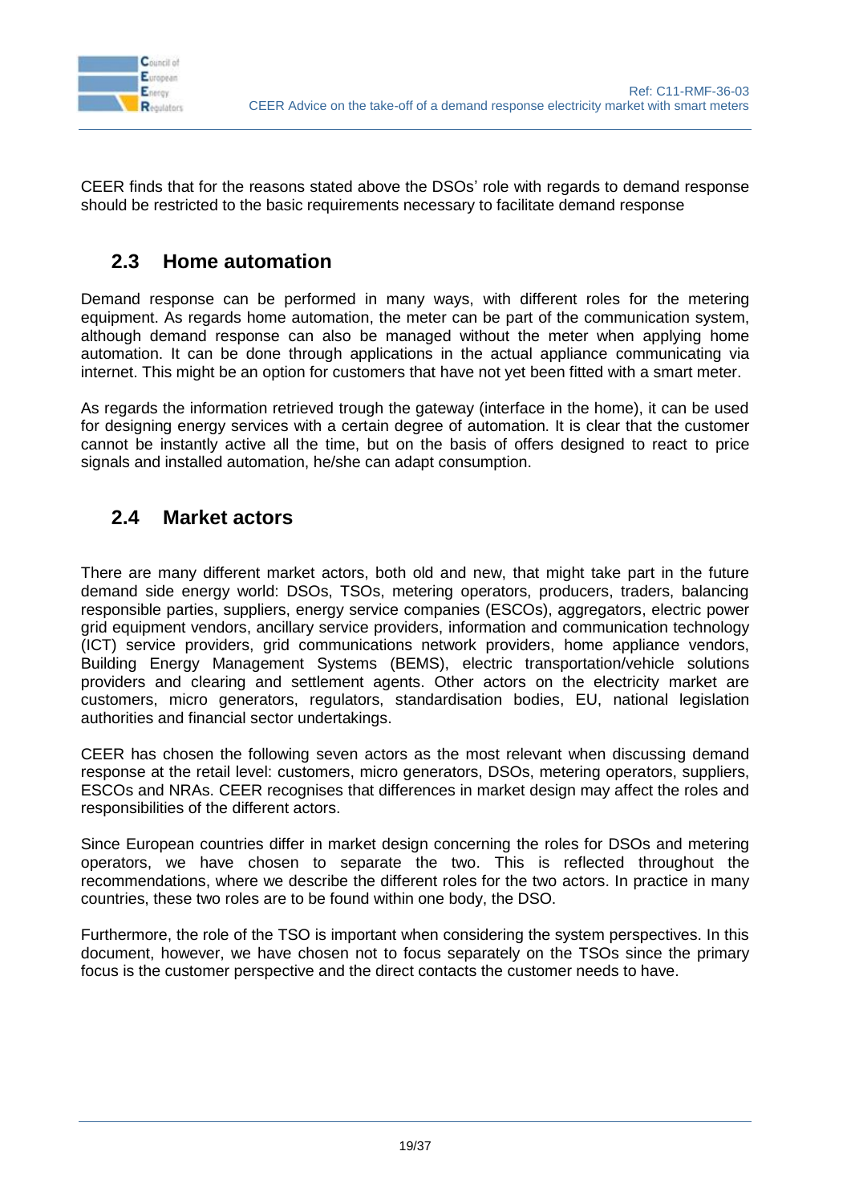CEER finds that for the reasons stated above the DSOs' role with regards to demand response should be restricted to the basic requirements necessary to facilitate demand response

## 2.3 Home automation

Demand response can be performed in many ways, with different roles for the metering equipment. As regards home automation, the meter can be part of the communication system, although demand response can also be managed without the meter when applying home automation. It can be done through applications in the actual appliance communicating via internet. This might be an option for customers that have not yet been fitted with a smart meter.

As regards the information retrieved trough the gateway (interface in the home), it can be used for designing energy services with a certain degree of automation. It is clear that the customer cannot be instantly active all the time, but on the basis of offers designed to react to price signals and installed automation, he/she can adapt consumption.

## 2.4 Market actors

There are many different market actors, both old and new, that might take part in the future demand side energy world: DSOs, TSOs, metering operators, producers, traders, balancing responsible parties, suppliers, energy service companies (ESCOs), aggregators, electric power grid equipment vendors, ancillary service providers, information and communication technology (ICT) service providers, grid communications network providers, home appliance vendors, Building Energy Management Systems (BEMS), electric transportation/vehicle solutions providers and clearing and settlement agents. Other actors on the electricity market are customers, micro generators, regulators, standardisation bodies, EU, national legislation authorities and financial sector undertakings.

CEER has chosen the following seven actors as the most relevant when discussing demand response at the retail level: customers, micro generators, DSOs, metering operators, suppliers, ESCOs and NRAs. CEER recognises that differences in market design may affect the roles and responsibilities of the different actors.

Since European countries differ in market design concerning the roles for DSOs and metering operators, we have chosen to separate the two. This is reflected throughout the recommendations, where we describe the different roles for the two actors. In practice in many countries, these two roles are to be found within one body, the DSO.

Furthermore, the role of the TSO is important when considering the system perspectives. In this document, however, we have chosen not to focus separately on the TSOs since the primary focus is the customer perspective and the direct contacts the customer needs to have.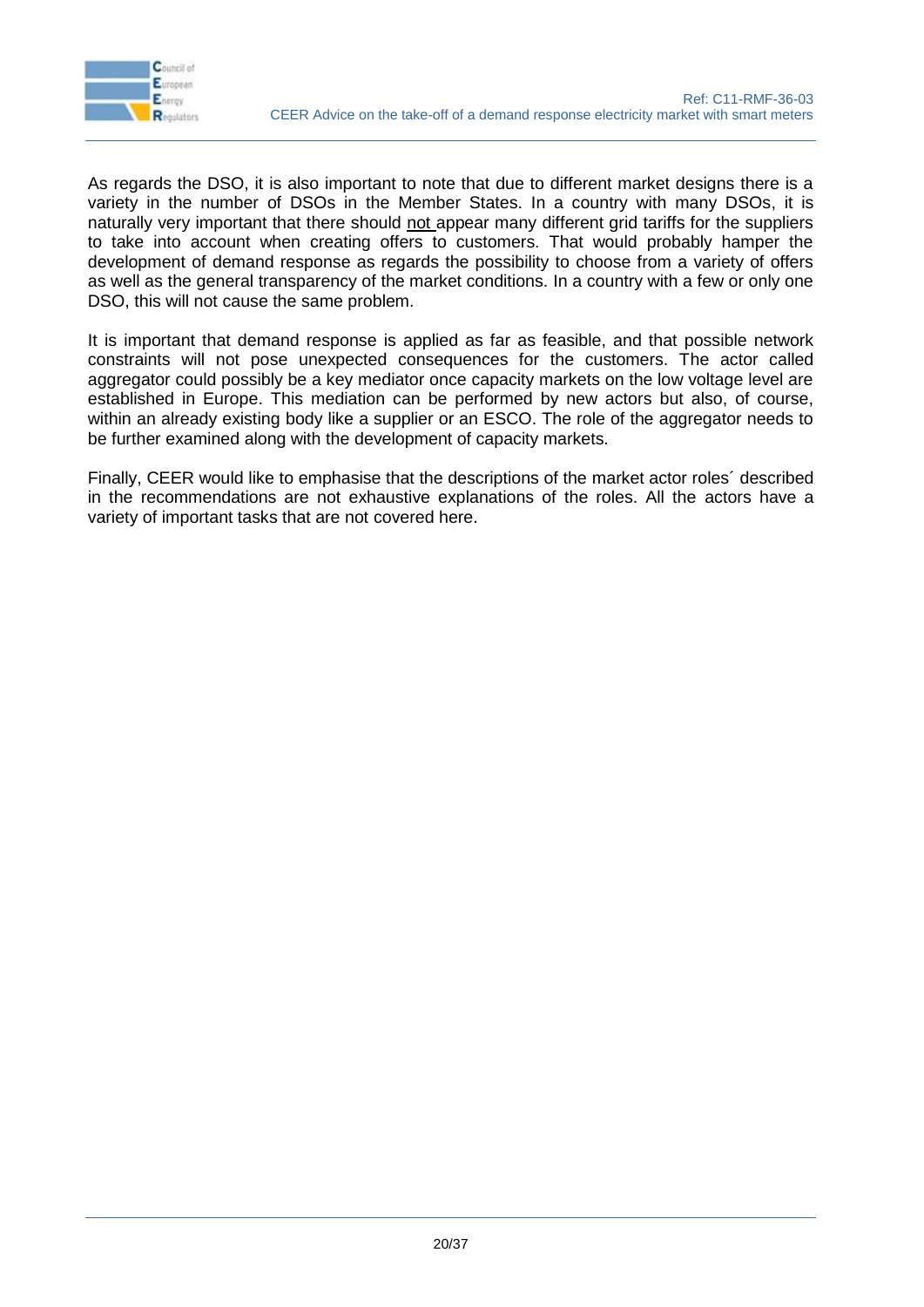As regards the DSO, it is also important to note that due to different market designs there is a variety in the number of DSOs in the Member States. In a country with many DSOs, it is naturally very important that there should <u>not</u> appear many different grid tariffs for the suppliers to take into account when creating offers to customers. That would probably hamper the development of demand response as regards the possibility to choose from a variety of offers as well as the general transparency of the market conditions. In a country with a few or only one DSO, this will not cause the same problem.

It is important that demand response is applied as far as feasible, and that possible network constraints will not pose unexpected consequences for the customers. The actor called aggregator could possibly be a key mediator once capacity markets on the low voltage level are established in Europe. This mediation can be performed by new actors but also, of course, within an already existing body like a supplier or an ESCO. The role of the aggregator needs to be further examined along with the development of capacity markets.

Finally, CEER would like to emphasise that the descriptions of the market actor roles´ described in the recommendations are not exhaustive explanations of the roles. All the actors have a variety of important tasks that are not covered here.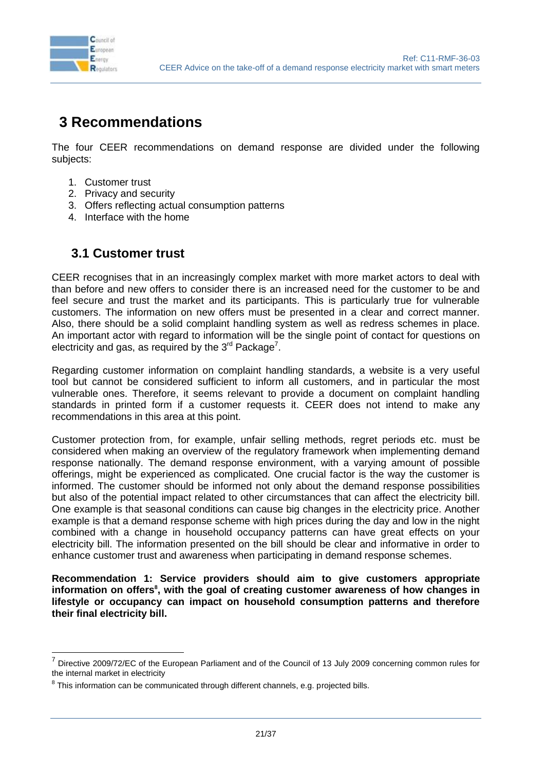# 3 Recommendations

The four CEER recommendations on demand response are divided under the following subjects:

1. Customer trust
2. Privacy and security
3. Offers reflecting actual consumption patterns
4. Interface with the home

## 3.1 Customer trust

CEER recognises that in an increasingly complex market with more market actors to deal with than before and new offers to consider there is an increased need for the customer to be and feel secure and trust the market and its participants. This is particularly true for vulnerable customers. The information on new offers must be presented in a clear and correct manner. Also, there should be a solid complaint handling system as well as redress schemes in place. An important actor with regard to information will be the single point of contact for questions on electricity and gas, as required by the 3rd Package[7].

Regarding customer information on complaint handling standards, a website is a very useful tool but cannot be considered sufficient to inform all customers, and in particular the most vulnerable ones. Therefore, it seems relevant to provide a document on complaint handling standards in printed form if a customer requests it. CEER does not intend to make any recommendations in this area at this point.

Customer protection from, for example, unfair selling methods, regret periods etc. must be considered when making an overview of the regulatory framework when implementing demand response nationally. The demand response environment, with a varying amount of possible offerings, might be experienced as complicated. One crucial factor is the way the customer is informed. The customer should be informed not only about the demand response possibilities but also of the potential impact related to other circumstances that can affect the electricity bill. One example is that seasonal conditions can cause big changes in the electricity price. Another example is that a demand response scheme with high prices during the day and low in the night combined with a change in household occupancy patterns can have great effects on your electricity bill. The information presented on the bill should be clear and informative in order to enhance customer trust and awareness when participating in demand response schemes.

**Recommendation 1: Service providers should aim to give customers appropriate information on offers[8], with the goal of creating customer awareness of how changes in lifestyle or occupancy can impact on household consumption patterns and therefore their final electricity bill.**

[7] Directive 2009/72/EC of the European Parliament and of the Council of 13 July 2009 concerning common rules for the internal market in electricity

[8] This information can be communicated through different channels, e.g. projected bills.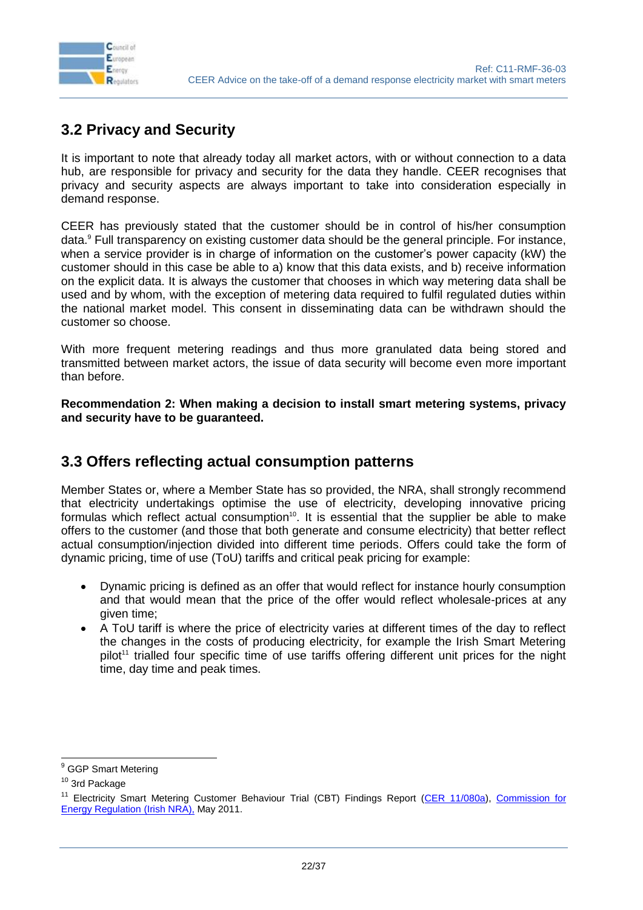## 3.2 Privacy and Security

It is important to note that already today all market actors, with or without connection to a data hub, are responsible for privacy and security for the data they handle. CEER recognises that privacy and security aspects are always important to take into consideration especially in demand response.

CEER has previously stated that the customer should be in control of his/her consumption data.[9] Full transparency on existing customer data should be the general principle. For instance, when a service provider is in charge of information on the customer's power capacity (kW) the customer should in this case be able to a) know that this data exists, and b) receive information on the explicit data. It is always the customer that chooses in which way metering data shall be used and by whom, with the exception of metering data required to fulfil regulated duties within the national market model. This consent in disseminating data can be withdrawn should the customer so choose.

With more frequent metering readings and thus more granulated data being stored and transmitted between market actors, the issue of data security will become even more important than before.

**Recommendation 2: When making a decision to install smart metering systems, privacy and security have to be guaranteed.**

## 3.3 Offers reflecting actual consumption patterns

Member States or, where a Member State has so provided, the NRA, shall strongly recommend that electricity undertakings optimise the use of electricity, developing innovative pricing formulas which reflect actual consumption[10]. It is essential that the supplier be able to make offers to the customer (and those that both generate and consume electricity) that better reflect actual consumption/injection divided into different time periods. Offers could take the form of dynamic pricing, time of use (ToU) tariffs and critical peak pricing for example:

- Dynamic pricing is defined as an offer that would reflect for instance hourly consumption and that would mean that the price of the offer would reflect wholesale-prices at any given time;
- A ToU tariff is where the price of electricity varies at different times of the day to reflect the changes in the costs of producing electricity, for example the Irish Smart Metering pilot[11] trialled four specific time of use tariffs offering different unit prices for the night time, day time and peak times.

---

[9] GGP Smart Metering

[10] 3rd Package

[11] Electricity Smart Metering Customer Behaviour Trial (CBT) Findings Report (CER 11/080a), Commission for Energy Regulation (Irish NRA), May 2011.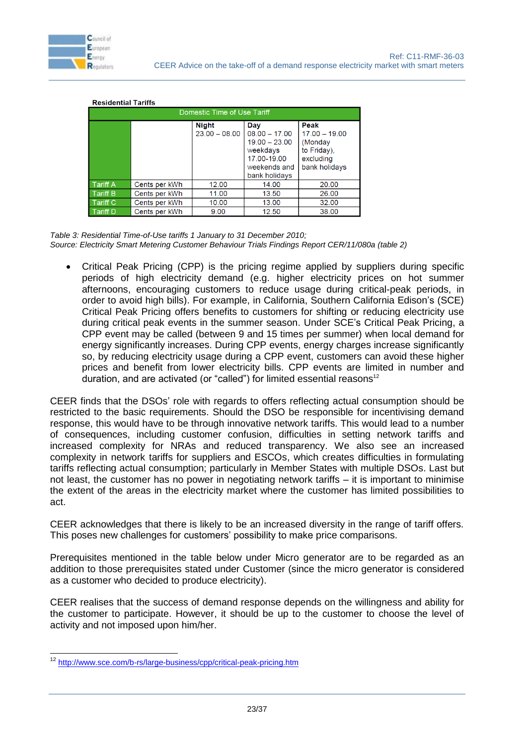**Residential Tariffs**

| Domestic Time of Use Tariff | | | | |
|---|---|---|---|---|
| | | **Night** 23.00 – 08.00 | **Day** 08.00 – 17.00 19.00 – 23.00 weekdays 17.00-19.00 weekends and bank holidays | **Peak** 17.00 – 19.00 (Monday to Friday), excluding bank holidays |
| Tariff A | Cents per kWh | 12.00 | 14.00 | 20.00 |
| Tariff B | Cents per kWh | 11.00 | 13.50 | 26.00 |
| Tariff C | Cents per kWh | 10.00 | 13.00 | 32.00 |
| Tariff D | Cents per kWh | 9.00 | 12.50 | 38.00 |

*Table 3: Residential Time-of-Use tariffs 1 January to 31 December 2010;*
*Source: Electricity Smart Metering Customer Behaviour Trials Findings Report CER/11/080a (table 2)*

- Critical Peak Pricing (CPP) is the pricing regime applied by suppliers during specific periods of high electricity demand (e.g. higher electricity prices on hot summer afternoons, encouraging customers to reduce usage during critical-peak periods, in order to avoid high bills). For example, in California, Southern California Edison's (SCE) Critical Peak Pricing offers benefits to customers for shifting or reducing electricity use during critical peak events in the summer season. Under SCE's Critical Peak Pricing, a CPP event may be called (between 9 and 15 times per summer) when local demand for energy significantly increases. During CPP events, energy charges increase significantly so, by reducing electricity usage during a CPP event, customers can avoid these higher prices and benefit from lower electricity bills. CPP events are limited in number and duration, and are activated (or "called") for limited essential reasons[12]

CEER finds that the DSOs' role with regards to offers reflecting actual consumption should be restricted to the basic requirements. Should the DSO be responsible for incentivising demand response, this would have to be through innovative network tariffs. This would lead to a number of consequences, including customer confusion, difficulties in setting network tariffs and increased complexity for NRAs and reduced transparency. We also see an increased complexity in network tariffs for suppliers and ESCOs, which creates difficulties in formulating tariffs reflecting actual consumption; particularly in Member States with multiple DSOs. Last but not least, the customer has no power in negotiating network tariffs – it is important to minimise the extent of the areas in the electricity market where the customer has limited possibilities to act.

CEER acknowledges that there is likely to be an increased diversity in the range of tariff offers. This poses new challenges for customers' possibility to make price comparisons.

Prerequisites mentioned in the table below under Micro generator are to be regarded as an addition to those prerequisites stated under Customer (since the micro generator is considered as a customer who decided to produce electricity).

CEER realises that the success of demand response depends on the willingness and ability for the customer to participate. However, it should be up to the customer to choose the level of activity and not imposed upon him/her.

---

[12] http://www.sce.com/b-rs/large-business/cpp/critical-peak-pricing.htm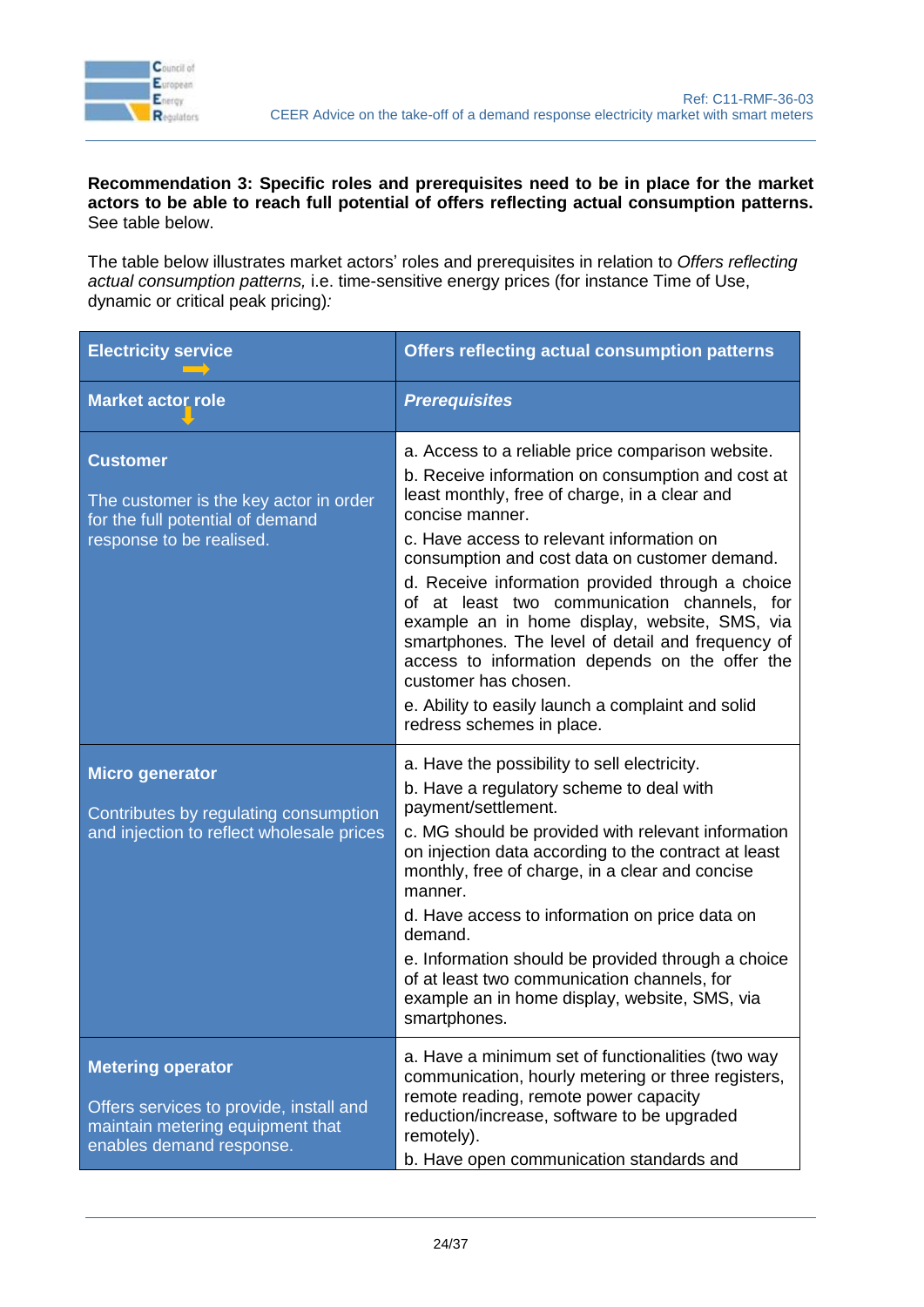**Recommendation 3: Specific roles and prerequisites need to be in place for the market actors to be able to reach full potential of offers reflecting actual consumption patterns.** See table below.

The table below illustrates market actors' roles and prerequisites in relation to *Offers reflecting actual consumption patterns,* i.e. time-sensitive energy prices (for instance Time of Use, dynamic or critical peak pricing)*:*

| **Electricity service** ➡ | **Offers reflecting actual consumption patterns** |
|---|---|
| **Market actor role** ⬇ | ***Prerequisites*** |
| **Customer**<br><br>The customer is the key actor in order for the full potential of demand response to be realised. | a. Access to a reliable price comparison website.<br>b. Receive information on consumption and cost at least monthly, free of charge, in a clear and concise manner.<br>c. Have access to relevant information on consumption and cost data on customer demand.<br>d. Receive information provided through a choice of at least two communication channels, for example an in home display, website, SMS, via smartphones. The level of detail and frequency of access to information depends on the offer the customer has chosen.<br>e. Ability to easily launch a complaint and solid redress schemes in place. |
| **Micro generator**<br><br>Contributes by regulating consumption and injection to reflect wholesale prices | a. Have the possibility to sell electricity.<br>b. Have a regulatory scheme to deal with payment/settlement.<br>c. MG should be provided with relevant information on injection data according to the contract at least monthly, free of charge, in a clear and concise manner.<br>d. Have access to information on price data on demand.<br>e. Information should be provided through a choice of at least two communication channels, for example an in home display, website, SMS, via smartphones. |
| **Metering operator**<br><br>Offers services to provide, install and maintain metering equipment that enables demand response. | a. Have a minimum set of functionalities (two way communication, hourly metering or three registers, remote reading, remote power capacity reduction/increase, software to be upgraded remotely).<br>b. Have open communication standards and |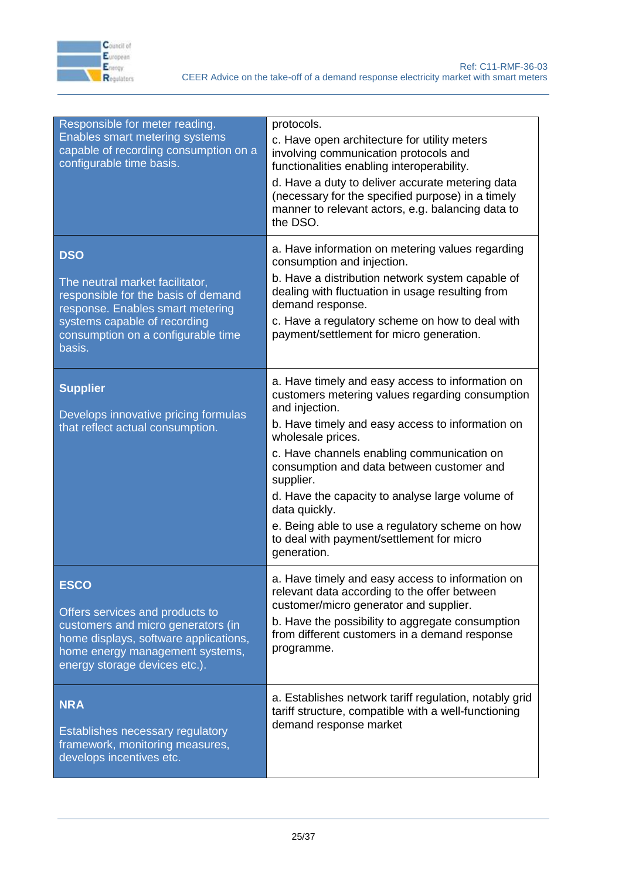| | |
|---|---|
| Responsible for meter reading. Enables smart metering systems capable of recording consumption on a configurable time basis. | protocols.<br>c. Have open architecture for utility meters involving communication protocols and functionalities enabling interoperability.<br>d. Have a duty to deliver accurate metering data (necessary for the specified purpose) in a timely manner to relevant actors, e.g. balancing data to the DSO. |
| **DSO**<br><br>The neutral market facilitator, responsible for the basis of demand response. Enables smart metering systems capable of recording consumption on a configurable time basis. | a. Have information on metering values regarding consumption and injection.<br>b. Have a distribution network system capable of dealing with fluctuation in usage resulting from demand response.<br>c. Have a regulatory scheme on how to deal with payment/settlement for micro generation. |
| **Supplier**<br><br>Develops innovative pricing formulas that reflect actual consumption. | a. Have timely and easy access to information on customers metering values regarding consumption and injection.<br>b. Have timely and easy access to information on wholesale prices.<br>c. Have channels enabling communication on consumption and data between customer and supplier.<br>d. Have the capacity to analyse large volume of data quickly.<br>e. Being able to use a regulatory scheme on how to deal with payment/settlement for micro generation. |
| **ESCO**<br><br>Offers services and products to customers and micro generators (in home displays, software applications, home energy management systems, energy storage devices etc.). | a. Have timely and easy access to information on relevant data according to the offer between customer/micro generator and supplier.<br>b. Have the possibility to aggregate consumption from different customers in a demand response programme. |
| **NRA**<br><br>Establishes necessary regulatory framework, monitoring measures, develops incentives etc. | a. Establishes network tariff regulation, notably grid tariff structure, compatible with a well-functioning demand response market |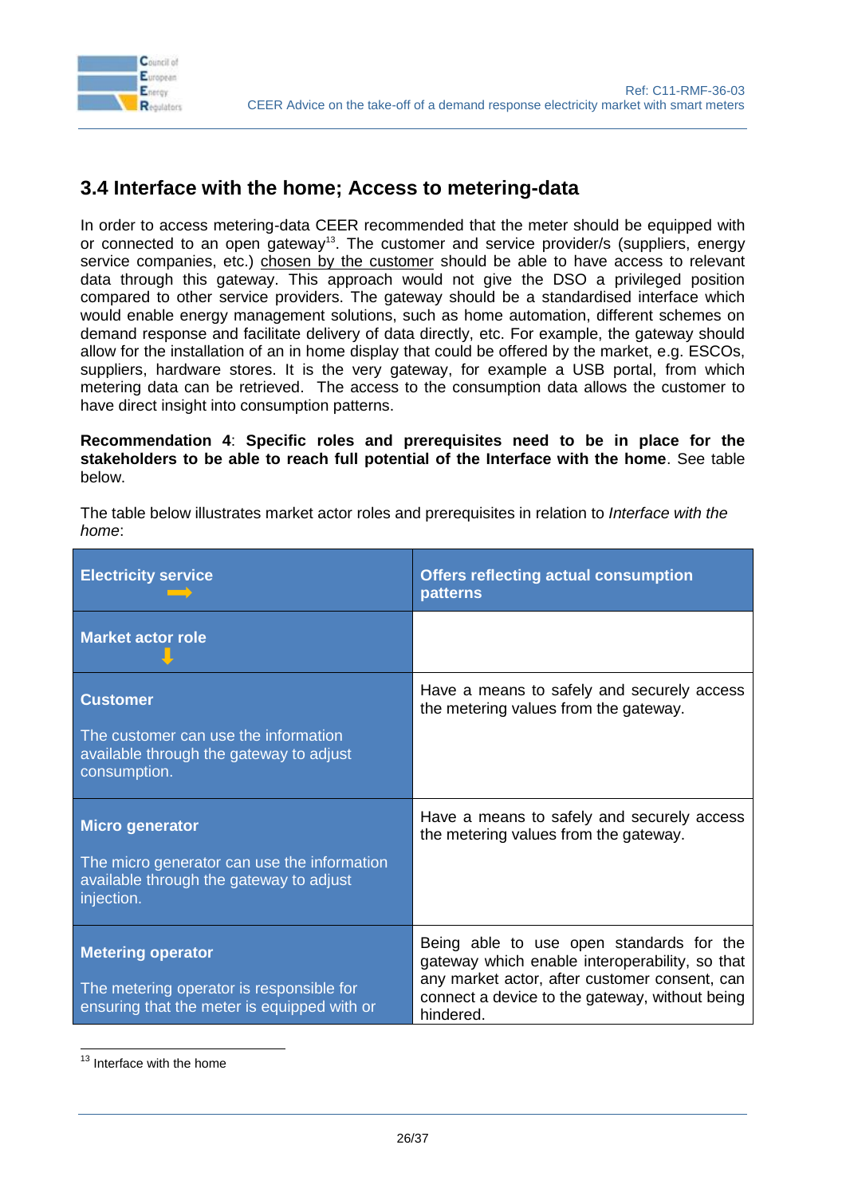## 3.4 Interface with the home; Access to metering-data

In order to access metering-data CEER recommended that the meter should be equipped with or connected to an open gateway[13]. The customer and service provider/s (suppliers, energy service companies, etc.) chosen by the customer should be able to have access to relevant data through this gateway. This approach would not give the DSO a privileged position compared to other service providers. The gateway should be a standardised interface which would enable energy management solutions, such as home automation, different schemes on demand response and facilitate delivery of data directly, etc. For example, the gateway should allow for the installation of an in home display that could be offered by the market, e.g. ESCOs, suppliers, hardware stores. It is the very gateway, for example a USB portal, from which metering data can be retrieved. The access to the consumption data allows the customer to have direct insight into consumption patterns.

**Recommendation 4**: **Specific roles and prerequisites need to be in place for the stakeholders to be able to reach full potential of the Interface with the home**. See table below.

The table below illustrates market actor roles and prerequisites in relation to *Interface with the home*:

| **Electricity service** ➡ | **Offers reflecting actual consumption patterns** |
|---|---|
| **Market actor role** ⬇ | |
| **Customer**<br><br>The customer can use the information available through the gateway to adjust consumption. | Have a means to safely and securely access the metering values from the gateway. |
| **Micro generator**<br><br>The micro generator can use the information available through the gateway to adjust injection. | Have a means to safely and securely access the metering values from the gateway. |
| **Metering operator**<br><br>The metering operator is responsible for ensuring that the meter is equipped with or | Being able to use open standards for the gateway which enable interoperability, so that any market actor, after customer consent, can connect a device to the gateway, without being hindered. |

[13] Interface with the home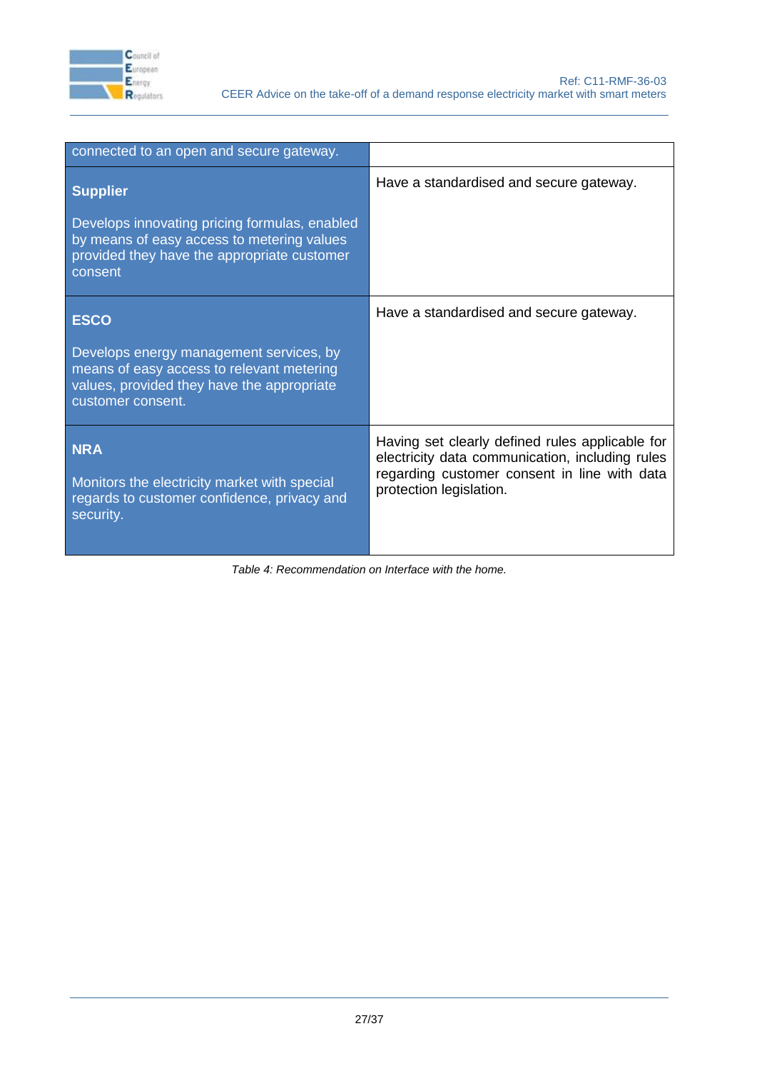| | |
|---|---|
| connected to an open and secure gateway. | |
| **Supplier**<br><br>Develops innovating pricing formulas, enabled by means of easy access to metering values provided they have the appropriate customer consent | Have a standardised and secure gateway. |
| **ESCO**<br><br>Develops energy management services, by means of easy access to relevant metering values, provided they have the appropriate customer consent. | Have a standardised and secure gateway. |
| **NRA**<br><br>Monitors the electricity market with special regards to customer confidence, privacy and security. | Having set clearly defined rules applicable for electricity data communication, including rules regarding customer consent in line with data protection legislation. |

*Table 4: Recommendation on Interface with the home.*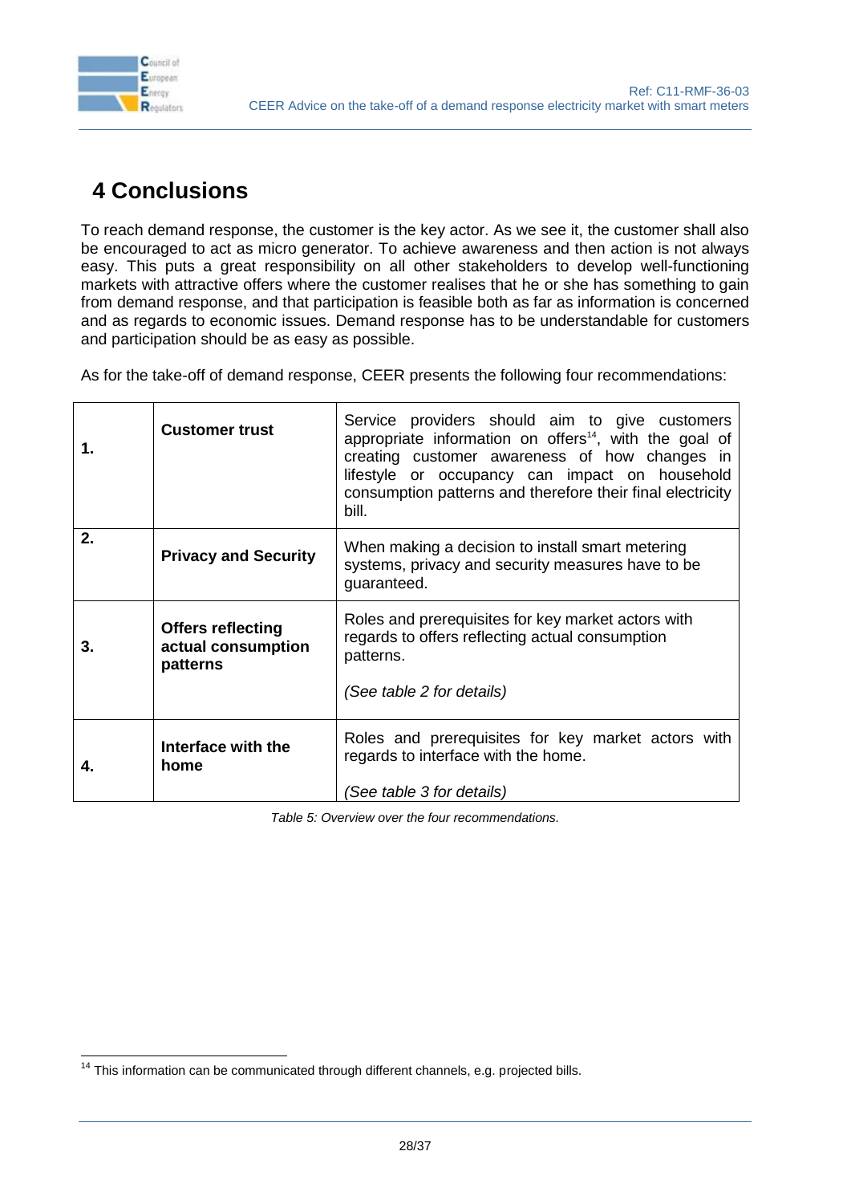# 4 Conclusions

To reach demand response, the customer is the key actor. As we see it, the customer shall also be encouraged to act as micro generator. To achieve awareness and then action is not always easy. This puts a great responsibility on all other stakeholders to develop well-functioning markets with attractive offers where the customer realises that he or she has something to gain from demand response, and that participation is feasible both as far as information is concerned and as regards to economic issues. Demand response has to be understandable for customers and participation should be as easy as possible.

As for the take-off of demand response, CEER presents the following four recommendations:

| | | |
|---|---|---|
| **1.** | **Customer trust** | Service providers should aim to give customers appropriate information on offers[14], with the goal of creating customer awareness of how changes in lifestyle or occupancy can impact on household consumption patterns and therefore their final electricity bill. |
| **2.** | **Privacy and Security** | When making a decision to install smart metering systems, privacy and security measures have to be guaranteed. |
| **3.** | **Offers reflecting actual consumption patterns** | Roles and prerequisites for key market actors with regards to offers reflecting actual consumption patterns.<br><br>*(See table 2 for details)* |
| **4.** | **Interface with the home** | Roles and prerequisites for key market actors with regards to interface with the home.<br><br>*(See table 3 for details)* |

*Table 5: Overview over the four recommendations.*

[14] This information can be communicated through different channels, e.g. projected bills.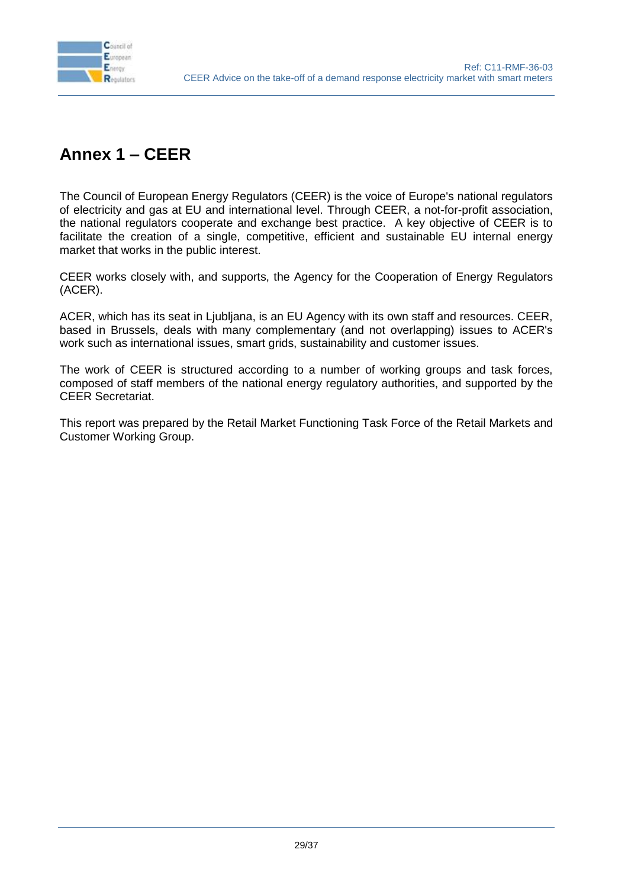# Annex 1 – CEER

The Council of European Energy Regulators (CEER) is the voice of Europe's national regulators of electricity and gas at EU and international level. Through CEER, a not-for-profit association, the national regulators cooperate and exchange best practice. A key objective of CEER is to facilitate the creation of a single, competitive, efficient and sustainable EU internal energy market that works in the public interest.

CEER works closely with, and supports, the Agency for the Cooperation of Energy Regulators (ACER).

ACER, which has its seat in Ljubljana, is an EU Agency with its own staff and resources. CEER, based in Brussels, deals with many complementary (and not overlapping) issues to ACER's work such as international issues, smart grids, sustainability and customer issues.

The work of CEER is structured according to a number of working groups and task forces, composed of staff members of the national energy regulatory authorities, and supported by the CEER Secretariat.

This report was prepared by the Retail Market Functioning Task Force of the Retail Markets and Customer Working Group.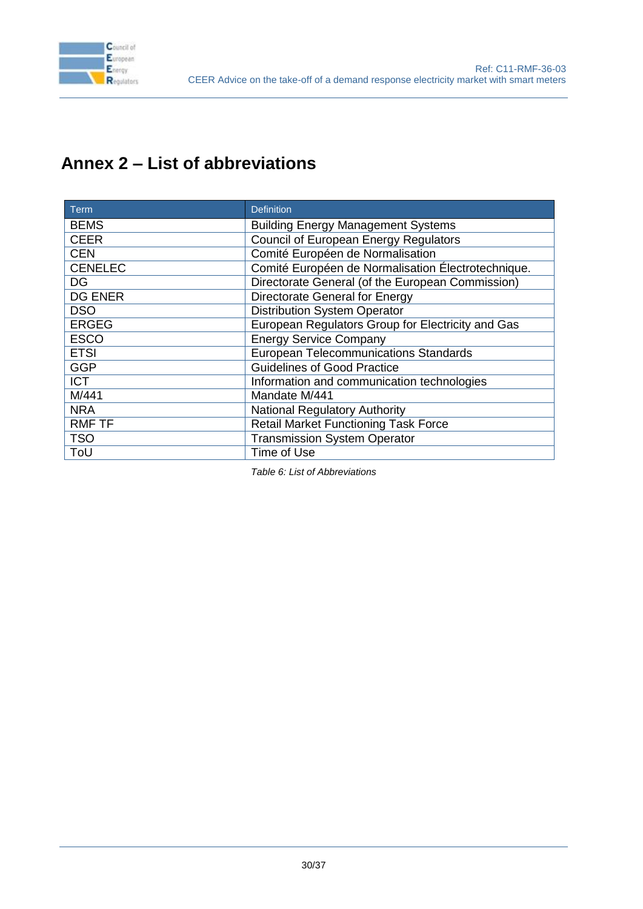## Annex 2 – List of abbreviations

| Term | Definition |
|---|---|
| BEMS | Building Energy Management Systems |
| CEER | Council of European Energy Regulators |
| CEN | Comité Européen de Normalisation |
| CENELEC | Comité Européen de Normalisation Électrotechnique. |
| DG | Directorate General (of the European Commission) |
| DG ENER | Directorate General for Energy |
| DSO | Distribution System Operator |
| ERGEG | European Regulators Group for Electricity and Gas |
| ESCO | Energy Service Company |
| ETSI | European Telecommunications Standards |
| GGP | Guidelines of Good Practice |
| ICT | Information and communication technologies |
| M/441 | Mandate M/441 |
| NRA | National Regulatory Authority |
| RMF TF | Retail Market Functioning Task Force |
| TSO | Transmission System Operator |
| ToU | Time of Use |

*Table 6: List of Abbreviations*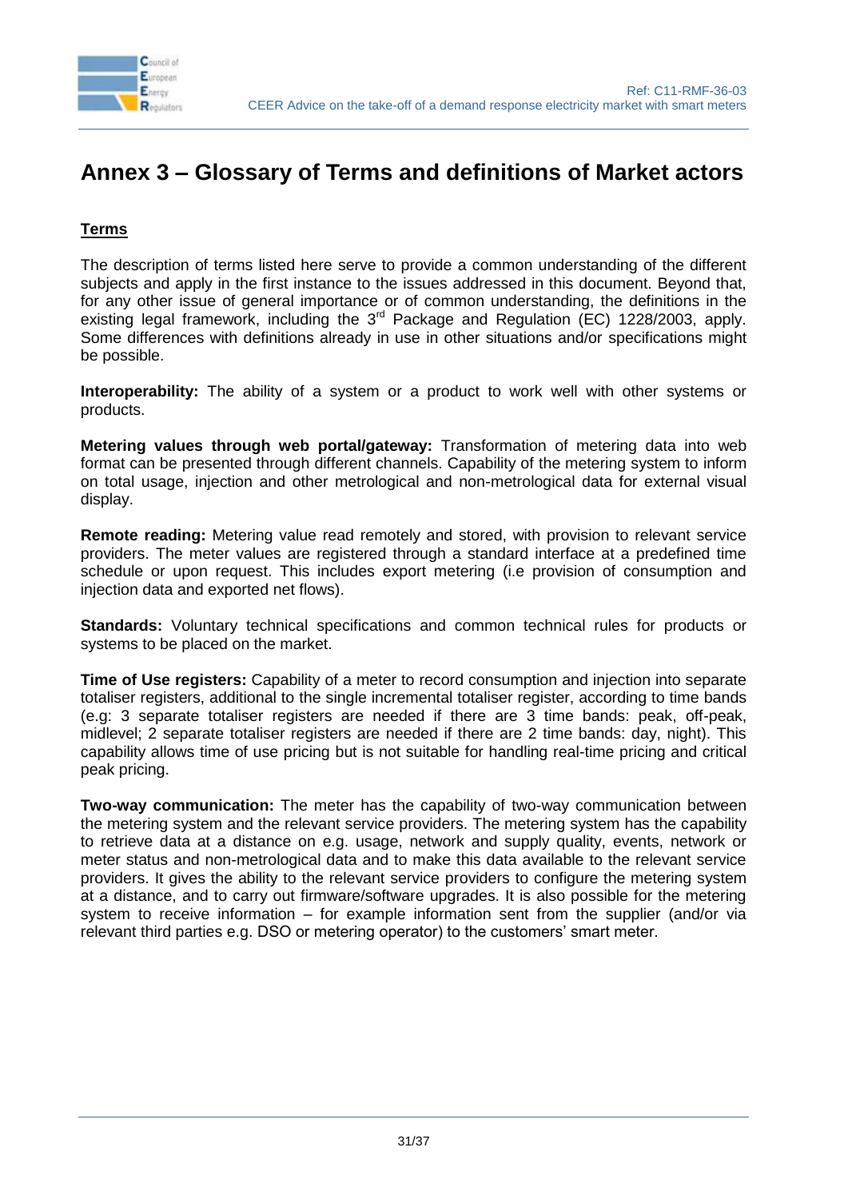# Annex 3 – Glossary of Terms and definitions of Market actors

## Terms

The description of terms listed here serve to provide a common understanding of the different subjects and apply in the first instance to the issues addressed in this document. Beyond that, for any other issue of general importance or of common understanding, the definitions in the existing legal framework, including the 3rd Package and Regulation (EC) 1228/2003, apply. Some differences with definitions already in use in other situations and/or specifications might be possible.

**Interoperability:** The ability of a system or a product to work well with other systems or products.

**Metering values through web portal/gateway:** Transformation of metering data into web format can be presented through different channels. Capability of the metering system to inform on total usage, injection and other metrological and non-metrological data for external visual display.

**Remote reading:** Metering value read remotely and stored, with provision to relevant service providers. The meter values are registered through a standard interface at a predefined time schedule or upon request. This includes export metering (i.e provision of consumption and injection data and exported net flows).

**Standards:** Voluntary technical specifications and common technical rules for products or systems to be placed on the market.

**Time of Use registers:** Capability of a meter to record consumption and injection into separate totaliser registers, additional to the single incremental totaliser register, according to time bands (e.g: 3 separate totaliser registers are needed if there are 3 time bands: peak, off-peak, midlevel; 2 separate totaliser registers are needed if there are 2 time bands: day, night). This capability allows time of use pricing but is not suitable for handling real-time pricing and critical peak pricing.

**Two-way communication:** The meter has the capability of two-way communication between the metering system and the relevant service providers. The metering system has the capability to retrieve data at a distance on e.g. usage, network and supply quality, events, network or meter status and non-metrological data and to make this data available to the relevant service providers. It gives the ability to the relevant service providers to configure the metering system at a distance, and to carry out firmware/software upgrades. It is also possible for the metering system to receive information – for example information sent from the supplier (and/or via relevant third parties e.g. DSO or metering operator) to the customers' smart meter.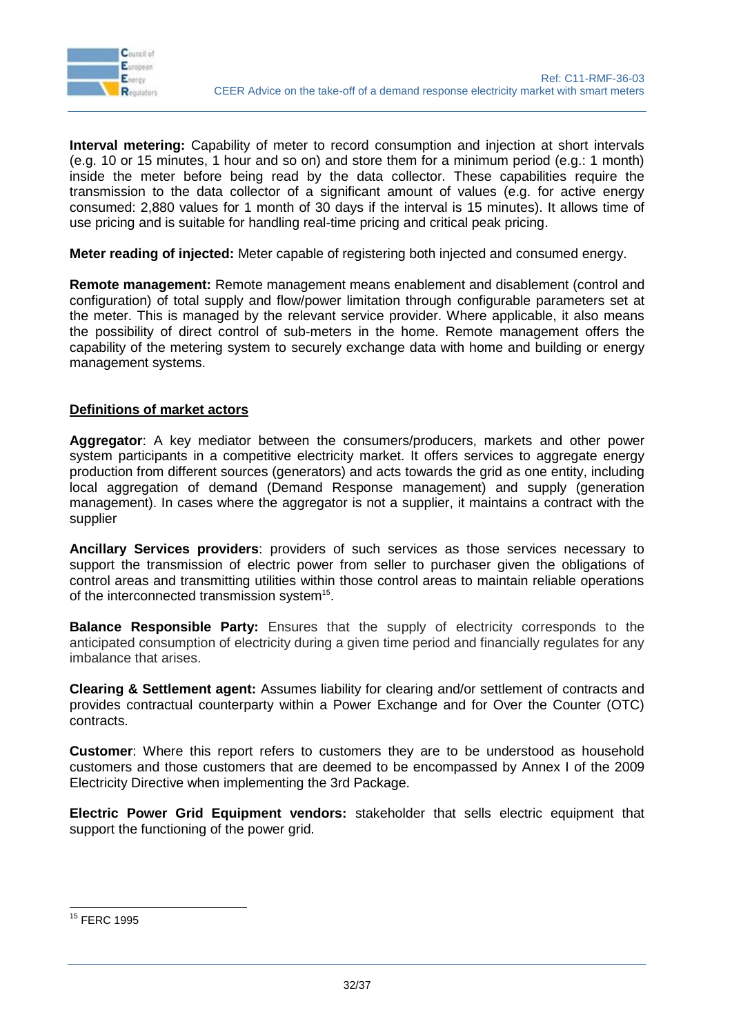**Interval metering:** Capability of meter to record consumption and injection at short intervals (e.g. 10 or 15 minutes, 1 hour and so on) and store them for a minimum period (e.g.: 1 month) inside the meter before being read by the data collector. These capabilities require the transmission to the data collector of a significant amount of values (e.g. for active energy consumed: 2,880 values for 1 month of 30 days if the interval is 15 minutes). It allows time of use pricing and is suitable for handling real-time pricing and critical peak pricing.

**Meter reading of injected:** Meter capable of registering both injected and consumed energy.

**Remote management:** Remote management means enablement and disablement (control and configuration) of total supply and flow/power limitation through configurable parameters set at the meter. This is managed by the relevant service provider. Where applicable, it also means the possibility of direct control of sub-meters in the home. Remote management offers the capability of the metering system to securely exchange data with home and building or energy management systems.

## Definitions of market actors

**Aggregator**: A key mediator between the consumers/producers, markets and other power system participants in a competitive electricity market. It offers services to aggregate energy production from different sources (generators) and acts towards the grid as one entity, including local aggregation of demand (Demand Response management) and supply (generation management). In cases where the aggregator is not a supplier, it maintains a contract with the supplier

**Ancillary Services providers**: providers of such services as those services necessary to support the transmission of electric power from seller to purchaser given the obligations of control areas and transmitting utilities within those control areas to maintain reliable operations of the interconnected transmission system[15].

**Balance Responsible Party:** Ensures that the supply of electricity corresponds to the anticipated consumption of electricity during a given time period and financially regulates for any imbalance that arises.

**Clearing & Settlement agent:** Assumes liability for clearing and/or settlement of contracts and provides contractual counterparty within a Power Exchange and for Over the Counter (OTC) contracts.

**Customer**: Where this report refers to customers they are to be understood as household customers and those customers that are deemed to be encompassed by Annex I of the 2009 Electricity Directive when implementing the 3rd Package.

**Electric Power Grid Equipment vendors:** stakeholder that sells electric equipment that support the functioning of the power grid.

---

[15] FERC 1995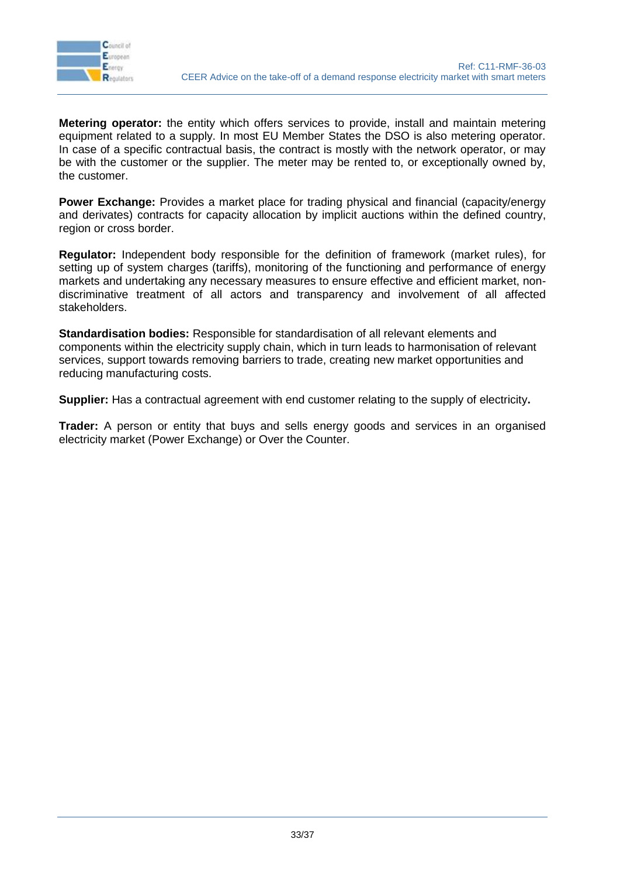**Metering operator:** the entity which offers services to provide, install and maintain metering equipment related to a supply. In most EU Member States the DSO is also metering operator. In case of a specific contractual basis, the contract is mostly with the network operator, or may be with the customer or the supplier. The meter may be rented to, or exceptionally owned by, the customer.

**Power Exchange:** Provides a market place for trading physical and financial (capacity/energy and derivates) contracts for capacity allocation by implicit auctions within the defined country, region or cross border.

**Regulator:** Independent body responsible for the definition of framework (market rules), for setting up of system charges (tariffs), monitoring of the functioning and performance of energy markets and undertaking any necessary measures to ensure effective and efficient market, non-discriminative treatment of all actors and transparency and involvement of all affected stakeholders.

**Standardisation bodies:** Responsible for standardisation of all relevant elements and components within the electricity supply chain, which in turn leads to harmonisation of relevant services, support towards removing barriers to trade, creating new market opportunities and reducing manufacturing costs.

**Supplier:** Has a contractual agreement with end customer relating to the supply of electricity**.**

**Trader:** A person or entity that buys and sells energy goods and services in an organised electricity market (Power Exchange) or Over the Counter.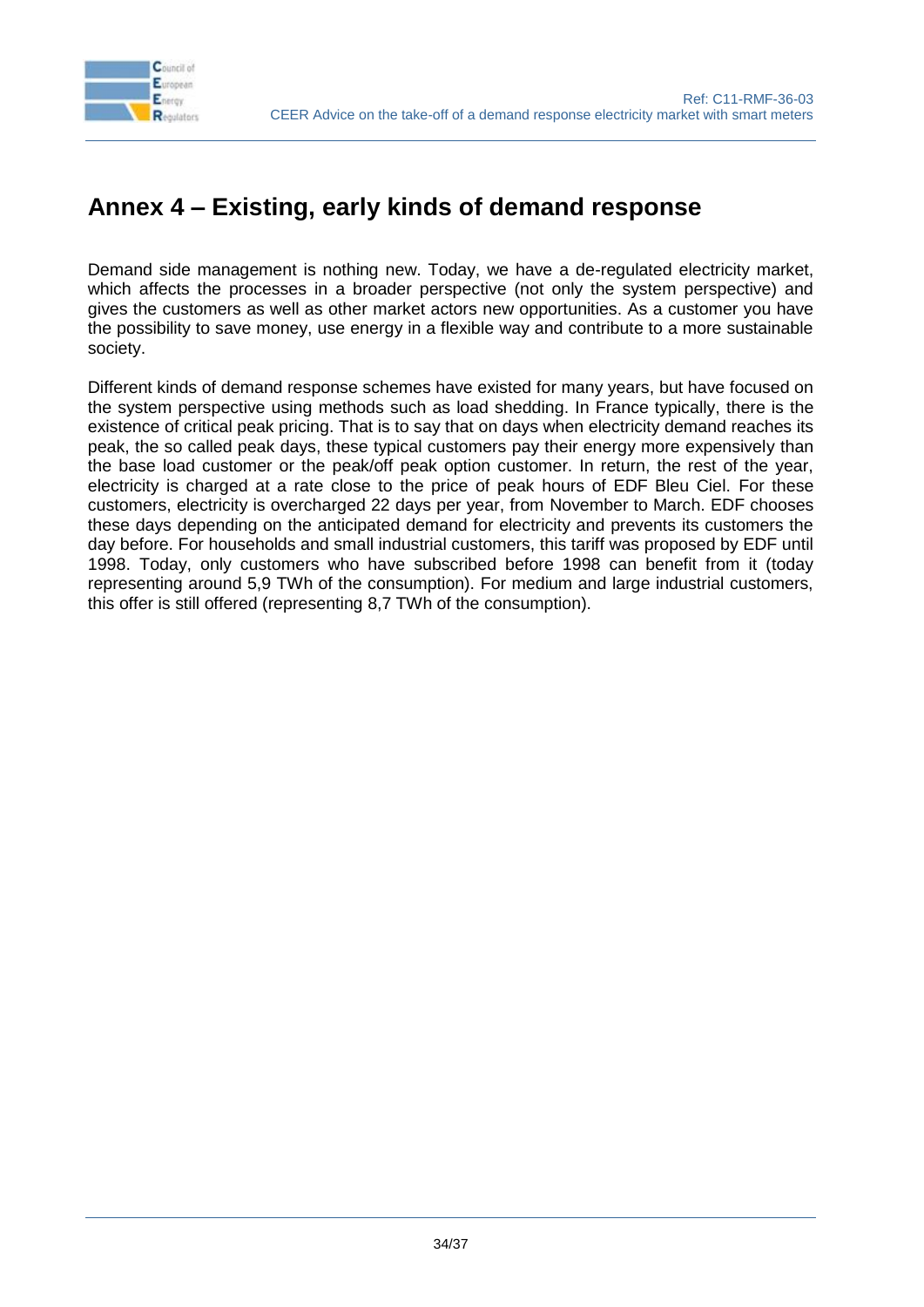# Annex 4 – Existing, early kinds of demand response

Demand side management is nothing new. Today, we have a de-regulated electricity market, which affects the processes in a broader perspective (not only the system perspective) and gives the customers as well as other market actors new opportunities. As a customer you have the possibility to save money, use energy in a flexible way and contribute to a more sustainable society.

Different kinds of demand response schemes have existed for many years, but have focused on the system perspective using methods such as load shedding. In France typically, there is the existence of critical peak pricing. That is to say that on days when electricity demand reaches its peak, the so called peak days, these typical customers pay their energy more expensively than the base load customer or the peak/off peak option customer. In return, the rest of the year, electricity is charged at a rate close to the price of peak hours of EDF Bleu Ciel. For these customers, electricity is overcharged 22 days per year, from November to March. EDF chooses these days depending on the anticipated demand for electricity and prevents its customers the day before. For households and small industrial customers, this tariff was proposed by EDF until 1998. Today, only customers who have subscribed before 1998 can benefit from it (today representing around 5,9 TWh of the consumption). For medium and large industrial customers, this offer is still offered (representing 8,7 TWh of the consumption).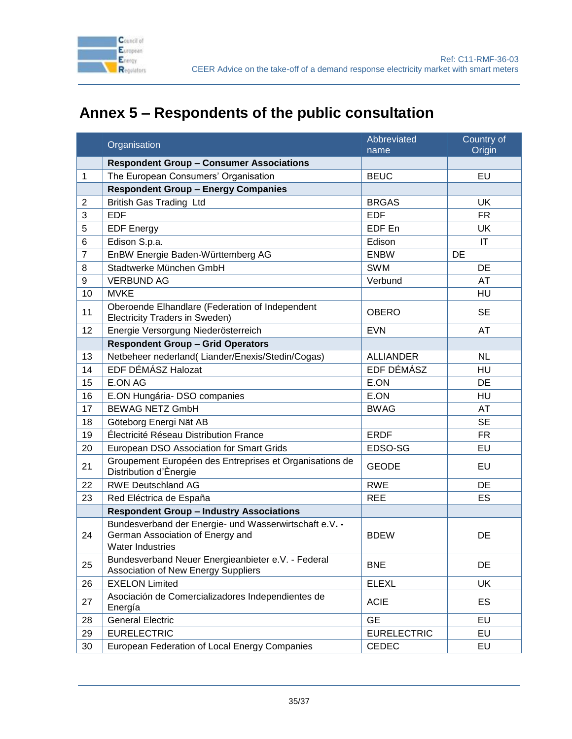# Annex 5 – Respondents of the public consultation

| | Organisation | Abbreviated name | Country of Origin |
|---|---|---|---|
| | **Respondent Group – Consumer Associations** | | |
| 1 | The European Consumers' Organisation | BEUC | EU |
| | **Respondent Group – Energy Companies** | | |
| 2 | British Gas Trading Ltd | BRGAS | UK |
| 3 | EDF | EDF | FR |
| 5 | EDF Energy | EDF En | UK |
| 6 | Edison S.p.a. | Edison | IT |
| 7 | EnBW Energie Baden-Württemberg AG | ENBW | DE |
| 8 | Stadtwerke München GmbH | SWM | DE |
| 9 | VERBUND AG | Verbund | AT |
| 10 | MVKE | | HU |
| 11 | Oberoende Elhandlare (Federation of Independent Electricity Traders in Sweden) | OBERO | SE |
| 12 | Energie Versorgung Niederösterreich | EVN | AT |
| | **Respondent Group – Grid Operators** | | |
| 13 | Netbeheer nederland( Liander/Enexis/Stedin/Cogas) | ALLIANDER | NL |
| 14 | EDF DÉMÁSZ Halozat | EDF DÉMÁSZ | HU |
| 15 | E.ON AG | E.ON | DE |
| 16 | E.ON Hungária- DSO companies | E.ON | HU |
| 17 | BEWAG NETZ GmbH | BWAG | AT |
| 18 | Göteborg Energi Nät AB | | SE |
| 19 | Électricité Réseau Distribution France | ERDF | FR |
| 20 | European DSO Association for Smart Grids | EDSO-SG | EU |
| 21 | Groupement Européen des Entreprises et Organisations de Distribution d'Ènergie | GEODE | EU |
| 22 | RWE Deutschland AG | RWE | DE |
| 23 | Red Eléctrica de España | REE | ES |
| | **Respondent Group – Industry Associations** | | |
| 24 | Bundesverband der Energie- und Wasserwirtschaft e.V. - German Association of Energy and Water Industries | BDEW | DE |
| 25 | Bundesverband Neuer Energieanbieter e.V. - Federal Association of New Energy Suppliers | BNE | DE |
| 26 | EXELON Limited | ELEXL | UK |
| 27 | Asociación de Comercializadores Independientes de Energía | ACIE | ES |
| 28 | General Electric | GE | EU |
| 29 | EURELECTRIC | EURELECTRIC | EU |
| 30 | European Federation of Local Energy Companies | CEDEC | EU |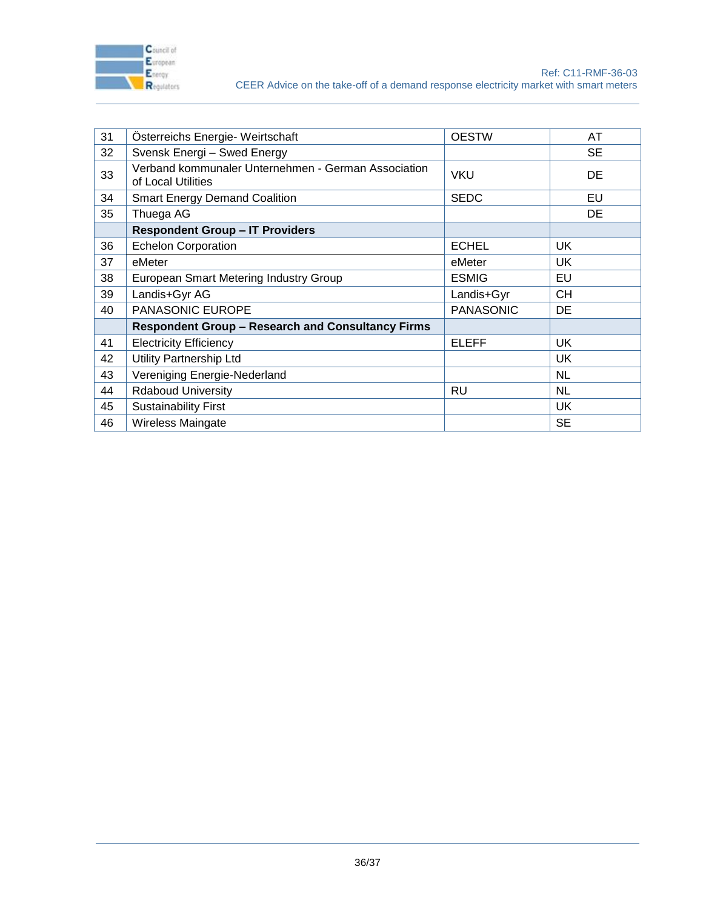| | | | |
|---|---|---|---|
| 31 | Österreichs Energie- Weirtschaft | OESTW | AT |
| 32 | Svensk Energi – Swed Energy | | SE |
| 33 | Verband kommunaler Unternehmen - German Association of Local Utilities | VKU | DE |
| 34 | Smart Energy Demand Coalition | SEDC | EU |
| 35 | Thuega AG | | DE |
| | **Respondent Group – IT Providers** | | |
| 36 | Echelon Corporation | ECHEL | UK |
| 37 | eMeter | eMeter | UK |
| 38 | European Smart Metering Industry Group | ESMIG | EU |
| 39 | Landis+Gyr AG | Landis+Gyr | CH |
| 40 | PANASONIC EUROPE | PANASONIC | DE |
| | **Respondent Group – Research and Consultancy Firms** | | |
| 41 | Electricity Efficiency | ELEFF | UK |
| 42 | Utility Partnership Ltd | | UK |
| 43 | Vereniging Energie-Nederland | | NL |
| 44 | Rdaboud University | RU | NL |
| 45 | Sustainability First | | UK |
| 46 | Wireless Maingate | | SE |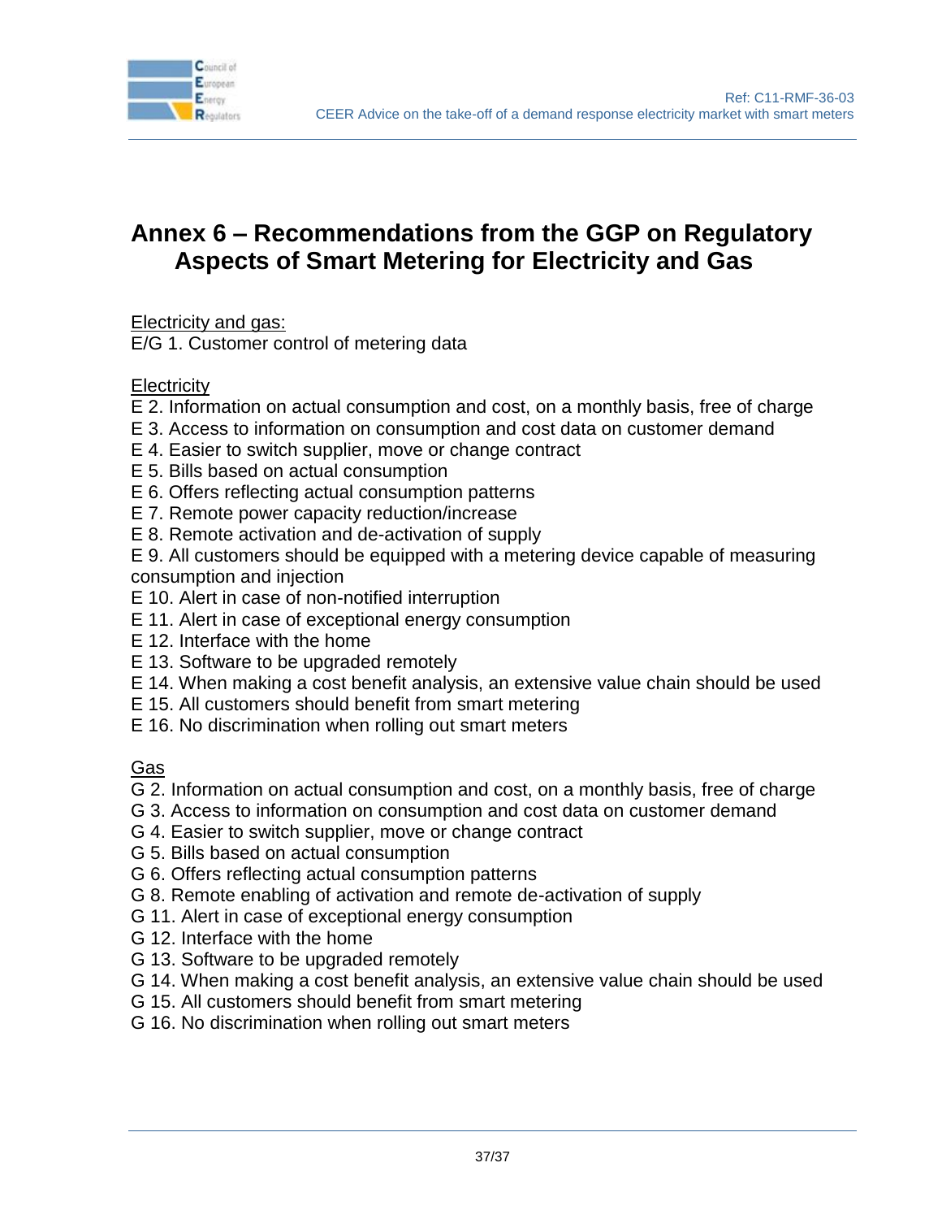# Annex 6 – Recommendations from the GGP on Regulatory Aspects of Smart Metering for Electricity and Gas

<u>Electricity and gas:</u>

E/G 1. Customer control of metering data

<u>Electricity</u>

E 2. Information on actual consumption and cost, on a monthly basis, free of charge
E 3. Access to information on consumption and cost data on customer demand
E 4. Easier to switch supplier, move or change contract
E 5. Bills based on actual consumption
E 6. Offers reflecting actual consumption patterns
E 7. Remote power capacity reduction/increase
E 8. Remote activation and de-activation of supply
E 9. All customers should be equipped with a metering device capable of measuring consumption and injection
E 10. Alert in case of non-notified interruption
E 11. Alert in case of exceptional energy consumption
E 12. Interface with the home
E 13. Software to be upgraded remotely
E 14. When making a cost benefit analysis, an extensive value chain should be used
E 15. All customers should benefit from smart metering
E 16. No discrimination when rolling out smart meters

<u>Gas</u>

G 2. Information on actual consumption and cost, on a monthly basis, free of charge
G 3. Access to information on consumption and cost data on customer demand
G 4. Easier to switch supplier, move or change contract
G 5. Bills based on actual consumption
G 6. Offers reflecting actual consumption patterns
G 8. Remote enabling of activation and remote de-activation of supply
G 11. Alert in case of exceptional energy consumption
G 12. Interface with the home
G 13. Software to be upgraded remotely
G 14. When making a cost benefit analysis, an extensive value chain should be used
G 15. All customers should benefit from smart metering
G 16. No discrimination when rolling out smart meters